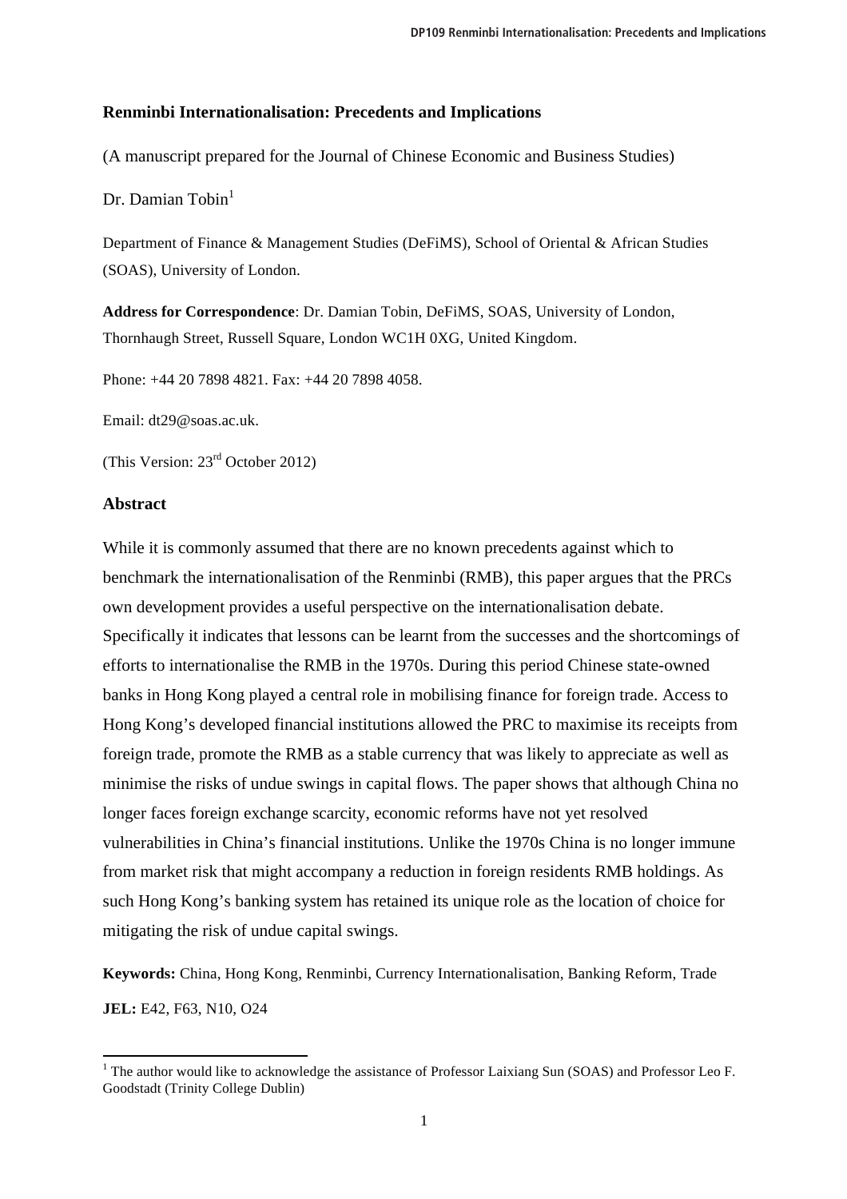# Renminbi Internationalisation: Precedents and Implications

(A manuscript prepared for the Journal of Chinese Economic and Business Studies)

Dr. Damian Tobin[1]

Department of Finance & Management Studies (DeFiMS), School of Oriental & African Studies (SOAS), University of London.

**Address for Correspondence**: Dr. Damian Tobin, DeFiMS, SOAS, University of London, Thornhaugh Street, Russell Square, London WC1H 0XG, United Kingdom.

Phone: +44 20 7898 4821. Fax: +44 20 7898 4058.

Email: dt29@soas.ac.uk.

(This Version: 23rd October 2012)

## Abstract

While it is commonly assumed that there are no known precedents against which to benchmark the internationalisation of the Renminbi (RMB), this paper argues that the PRCs own development provides a useful perspective on the internationalisation debate. Specifically it indicates that lessons can be learnt from the successes and the shortcomings of efforts to internationalise the RMB in the 1970s. During this period Chinese state-owned banks in Hong Kong played a central role in mobilising finance for foreign trade. Access to Hong Kong's developed financial institutions allowed the PRC to maximise its receipts from foreign trade, promote the RMB as a stable currency that was likely to appreciate as well as minimise the risks of undue swings in capital flows. The paper shows that although China no longer faces foreign exchange scarcity, economic reforms have not yet resolved vulnerabilities in China's financial institutions. Unlike the 1970s China is no longer immune from market risk that might accompany a reduction in foreign residents RMB holdings. As such Hong Kong's banking system has retained its unique role as the location of choice for mitigating the risk of undue capital swings.

**Keywords:** China, Hong Kong, Renminbi, Currency Internationalisation, Banking Reform, Trade

**JEL:** E42, F63, N10, O24

[1] The author would like to acknowledge the assistance of Professor Laixiang Sun (SOAS) and Professor Leo F. Goodstadt (Trinity College Dublin)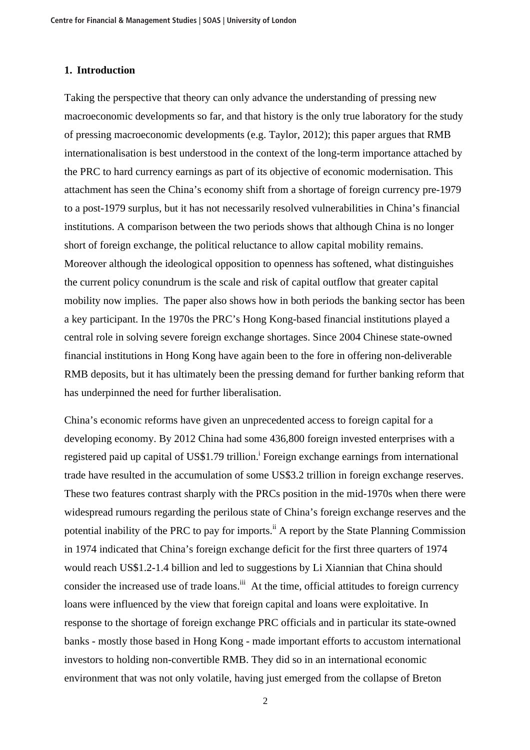## 1. Introduction

Taking the perspective that theory can only advance the understanding of pressing new macroeconomic developments so far, and that history is the only true laboratory for the study of pressing macroeconomic developments (e.g. Taylor, 2012); this paper argues that RMB internationalisation is best understood in the context of the long-term importance attached by the PRC to hard currency earnings as part of its objective of economic modernisation. This attachment has seen the China's economy shift from a shortage of foreign currency pre-1979 to a post-1979 surplus, but it has not necessarily resolved vulnerabilities in China's financial institutions. A comparison between the two periods shows that although China is no longer short of foreign exchange, the political reluctance to allow capital mobility remains. Moreover although the ideological opposition to openness has softened, what distinguishes the current policy conundrum is the scale and risk of capital outflow that greater capital mobility now implies. The paper also shows how in both periods the banking sector has been a key participant. In the 1970s the PRC's Hong Kong-based financial institutions played a central role in solving severe foreign exchange shortages. Since 2004 Chinese state-owned financial institutions in Hong Kong have again been to the fore in offering non-deliverable RMB deposits, but it has ultimately been the pressing demand for further banking reform that has underpinned the need for further liberalisation.

China's economic reforms have given an unprecedented access to foreign capital for a developing economy. By 2012 China had some 436,800 foreign invested enterprises with a registered paid up capital of US$1.79 trillion.[i] Foreign exchange earnings from international trade have resulted in the accumulation of some US$3.2 trillion in foreign exchange reserves. These two features contrast sharply with the PRCs position in the mid-1970s when there were widespread rumours regarding the perilous state of China's foreign exchange reserves and the potential inability of the PRC to pay for imports.[ii] A report by the State Planning Commission in 1974 indicated that China's foreign exchange deficit for the first three quarters of 1974 would reach US$1.2-1.4 billion and led to suggestions by Li Xiannian that China should consider the increased use of trade loans.[iii] At the time, official attitudes to foreign currency loans were influenced by the view that foreign capital and loans were exploitative. In response to the shortage of foreign exchange PRC officials and in particular its state-owned banks - mostly those based in Hong Kong - made important efforts to accustom international investors to holding non-convertible RMB. They did so in an international economic environment that was not only volatile, having just emerged from the collapse of Breton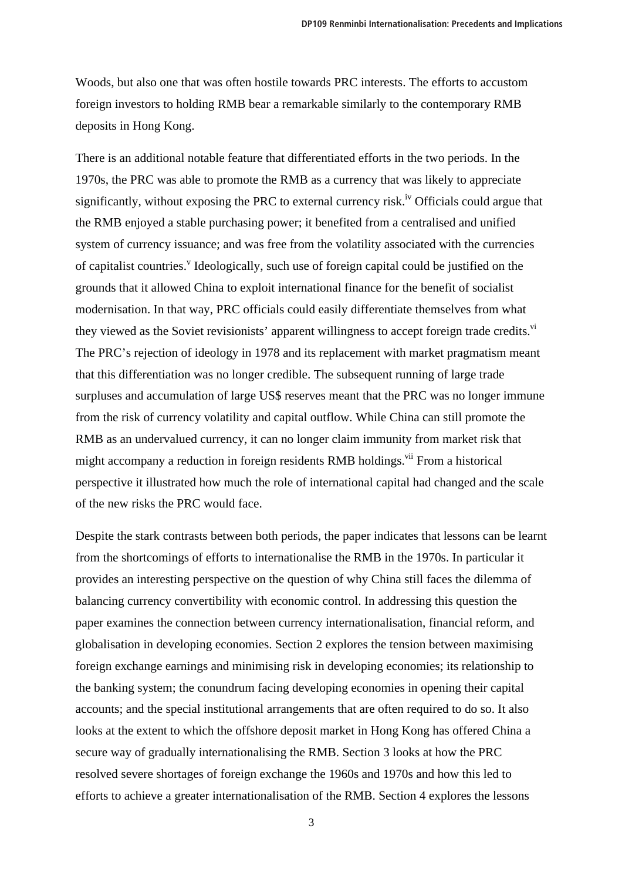Woods, but also one that was often hostile towards PRC interests. The efforts to accustom foreign investors to holding RMB bear a remarkable similarly to the contemporary RMB deposits in Hong Kong.

There is an additional notable feature that differentiated efforts in the two periods. In the 1970s, the PRC was able to promote the RMB as a currency that was likely to appreciate significantly, without exposing the PRC to external currency risk.[iv] Officials could argue that the RMB enjoyed a stable purchasing power; it benefited from a centralised and unified system of currency issuance; and was free from the volatility associated with the currencies of capitalist countries.[v] Ideologically, such use of foreign capital could be justified on the grounds that it allowed China to exploit international finance for the benefit of socialist modernisation. In that way, PRC officials could easily differentiate themselves from what they viewed as the Soviet revisionists' apparent willingness to accept foreign trade credits.[vi] The PRC's rejection of ideology in 1978 and its replacement with market pragmatism meant that this differentiation was no longer credible. The subsequent running of large trade surpluses and accumulation of large US$ reserves meant that the PRC was no longer immune from the risk of currency volatility and capital outflow. While China can still promote the RMB as an undervalued currency, it can no longer claim immunity from market risk that might accompany a reduction in foreign residents RMB holdings.[vii] From a historical perspective it illustrated how much the role of international capital had changed and the scale of the new risks the PRC would face.

Despite the stark contrasts between both periods, the paper indicates that lessons can be learnt from the shortcomings of efforts to internationalise the RMB in the 1970s. In particular it provides an interesting perspective on the question of why China still faces the dilemma of balancing currency convertibility with economic control. In addressing this question the paper examines the connection between currency internationalisation, financial reform, and globalisation in developing economies. Section 2 explores the tension between maximising foreign exchange earnings and minimising risk in developing economies; its relationship to the banking system; the conundrum facing developing economies in opening their capital accounts; and the special institutional arrangements that are often required to do so. It also looks at the extent to which the offshore deposit market in Hong Kong has offered China a secure way of gradually internationalising the RMB. Section 3 looks at how the PRC resolved severe shortages of foreign exchange the 1960s and 1970s and how this led to efforts to achieve a greater internationalisation of the RMB. Section 4 explores the lessons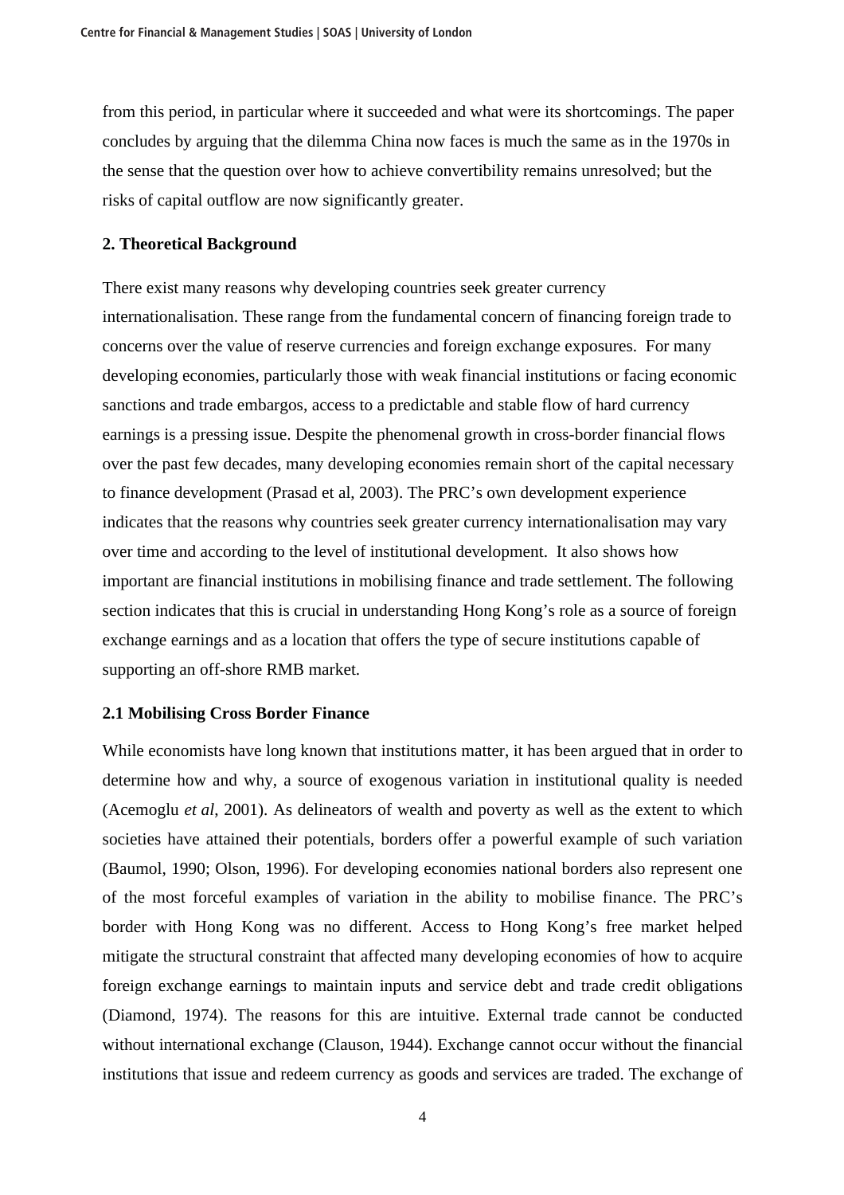from this period, in particular where it succeeded and what were its shortcomings. The paper concludes by arguing that the dilemma China now faces is much the same as in the 1970s in the sense that the question over how to achieve convertibility remains unresolved; but the risks of capital outflow are now significantly greater.

## 2. Theoretical Background

There exist many reasons why developing countries seek greater currency internationalisation. These range from the fundamental concern of financing foreign trade to concerns over the value of reserve currencies and foreign exchange exposures. For many developing economies, particularly those with weak financial institutions or facing economic sanctions and trade embargos, access to a predictable and stable flow of hard currency earnings is a pressing issue. Despite the phenomenal growth in cross-border financial flows over the past few decades, many developing economies remain short of the capital necessary to finance development (Prasad et al, 2003). The PRC's own development experience indicates that the reasons why countries seek greater currency internationalisation may vary over time and according to the level of institutional development. It also shows how important are financial institutions in mobilising finance and trade settlement. The following section indicates that this is crucial in understanding Hong Kong's role as a source of foreign exchange earnings and as a location that offers the type of secure institutions capable of supporting an off-shore RMB market.

### 2.1 Mobilising Cross Border Finance

While economists have long known that institutions matter, it has been argued that in order to determine how and why, a source of exogenous variation in institutional quality is needed (Acemoglu *et al*, 2001). As delineators of wealth and poverty as well as the extent to which societies have attained their potentials, borders offer a powerful example of such variation (Baumol, 1990; Olson, 1996). For developing economies national borders also represent one of the most forceful examples of variation in the ability to mobilise finance. The PRC's border with Hong Kong was no different. Access to Hong Kong's free market helped mitigate the structural constraint that affected many developing economies of how to acquire foreign exchange earnings to maintain inputs and service debt and trade credit obligations (Diamond, 1974). The reasons for this are intuitive. External trade cannot be conducted without international exchange (Clauson, 1944). Exchange cannot occur without the financial institutions that issue and redeem currency as goods and services are traded. The exchange of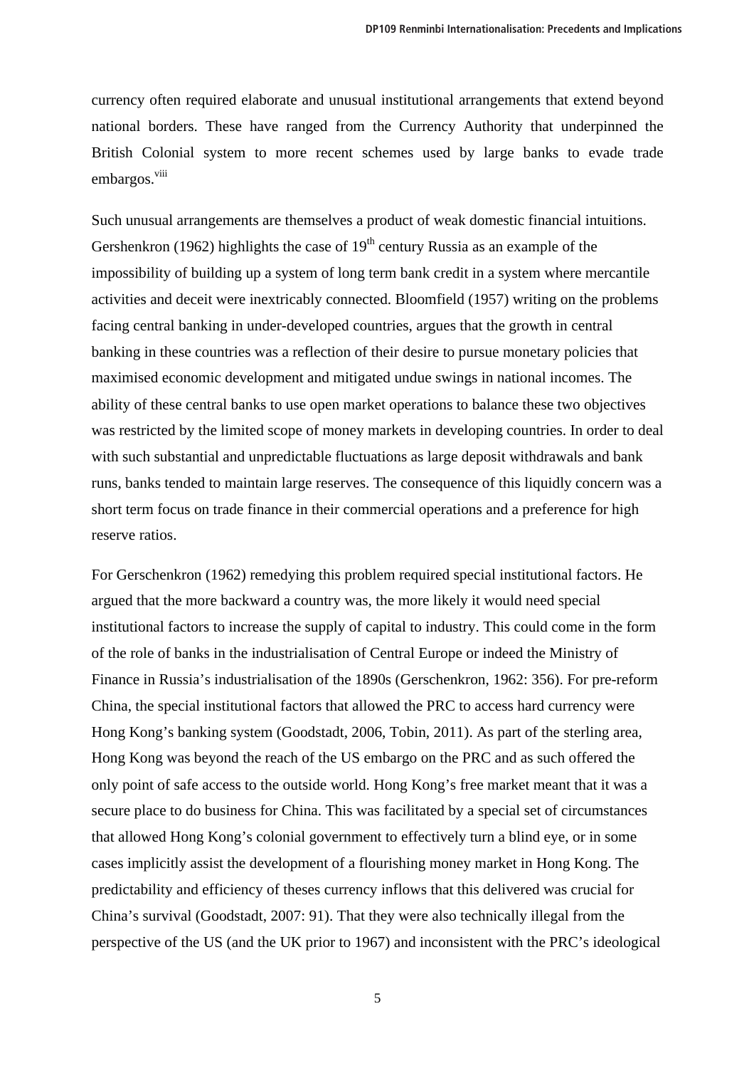currency often required elaborate and unusual institutional arrangements that extend beyond national borders. These have ranged from the Currency Authority that underpinned the British Colonial system to more recent schemes used by large banks to evade trade embargos.[viii]

Such unusual arrangements are themselves a product of weak domestic financial intuitions. Gershenkron (1962) highlights the case of 19th century Russia as an example of the impossibility of building up a system of long term bank credit in a system where mercantile activities and deceit were inextricably connected. Bloomfield (1957) writing on the problems facing central banking in under-developed countries, argues that the growth in central banking in these countries was a reflection of their desire to pursue monetary policies that maximised economic development and mitigated undue swings in national incomes. The ability of these central banks to use open market operations to balance these two objectives was restricted by the limited scope of money markets in developing countries. In order to deal with such substantial and unpredictable fluctuations as large deposit withdrawals and bank runs, banks tended to maintain large reserves. The consequence of this liquidly concern was a short term focus on trade finance in their commercial operations and a preference for high reserve ratios.

For Gerschenkron (1962) remedying this problem required special institutional factors. He argued that the more backward a country was, the more likely it would need special institutional factors to increase the supply of capital to industry. This could come in the form of the role of banks in the industrialisation of Central Europe or indeed the Ministry of Finance in Russia's industrialisation of the 1890s (Gerschenkron, 1962: 356). For pre-reform China, the special institutional factors that allowed the PRC to access hard currency were Hong Kong's banking system (Goodstadt, 2006, Tobin, 2011). As part of the sterling area, Hong Kong was beyond the reach of the US embargo on the PRC and as such offered the only point of safe access to the outside world. Hong Kong's free market meant that it was a secure place to do business for China. This was facilitated by a special set of circumstances that allowed Hong Kong's colonial government to effectively turn a blind eye, or in some cases implicitly assist the development of a flourishing money market in Hong Kong. The predictability and efficiency of theses currency inflows that this delivered was crucial for China's survival (Goodstadt, 2007: 91). That they were also technically illegal from the perspective of the US (and the UK prior to 1967) and inconsistent with the PRC's ideological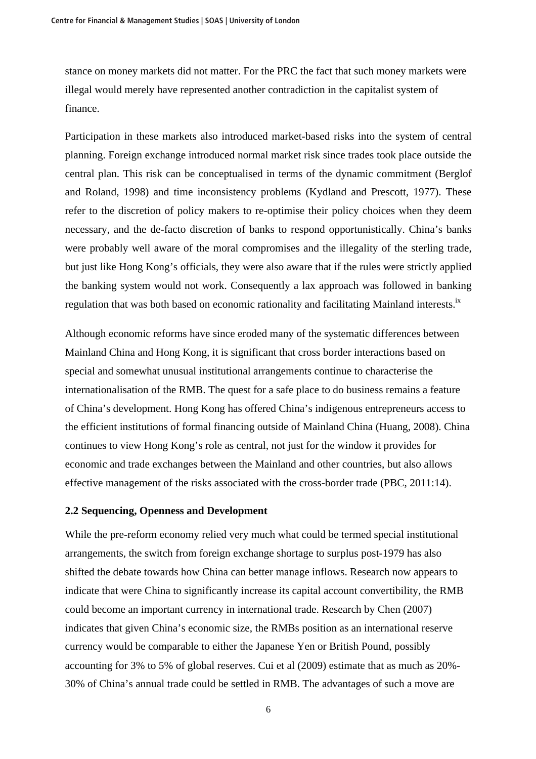stance on money markets did not matter. For the PRC the fact that such money markets were illegal would merely have represented another contradiction in the capitalist system of finance.

Participation in these markets also introduced market-based risks into the system of central planning. Foreign exchange introduced normal market risk since trades took place outside the central plan. This risk can be conceptualised in terms of the dynamic commitment (Berglof and Roland, 1998) and time inconsistency problems (Kydland and Prescott, 1977). These refer to the discretion of policy makers to re-optimise their policy choices when they deem necessary, and the de-facto discretion of banks to respond opportunistically. China's banks were probably well aware of the moral compromises and the illegality of the sterling trade, but just like Hong Kong's officials, they were also aware that if the rules were strictly applied the banking system would not work. Consequently a lax approach was followed in banking regulation that was both based on economic rationality and facilitating Mainland interests.[ix]

Although economic reforms have since eroded many of the systematic differences between Mainland China and Hong Kong, it is significant that cross border interactions based on special and somewhat unusual institutional arrangements continue to characterise the internationalisation of the RMB. The quest for a safe place to do business remains a feature of China's development. Hong Kong has offered China's indigenous entrepreneurs access to the efficient institutions of formal financing outside of Mainland China (Huang, 2008). China continues to view Hong Kong's role as central, not just for the window it provides for economic and trade exchanges between the Mainland and other countries, but also allows effective management of the risks associated with the cross-border trade (PBC, 2011:14).

### 2.2 Sequencing, Openness and Development

While the pre-reform economy relied very much what could be termed special institutional arrangements, the switch from foreign exchange shortage to surplus post-1979 has also shifted the debate towards how China can better manage inflows. Research now appears to indicate that were China to significantly increase its capital account convertibility, the RMB could become an important currency in international trade. Research by Chen (2007) indicates that given China's economic size, the RMBs position as an international reserve currency would be comparable to either the Japanese Yen or British Pound, possibly accounting for 3% to 5% of global reserves. Cui et al (2009) estimate that as much as 20%-30% of China's annual trade could be settled in RMB. The advantages of such a move are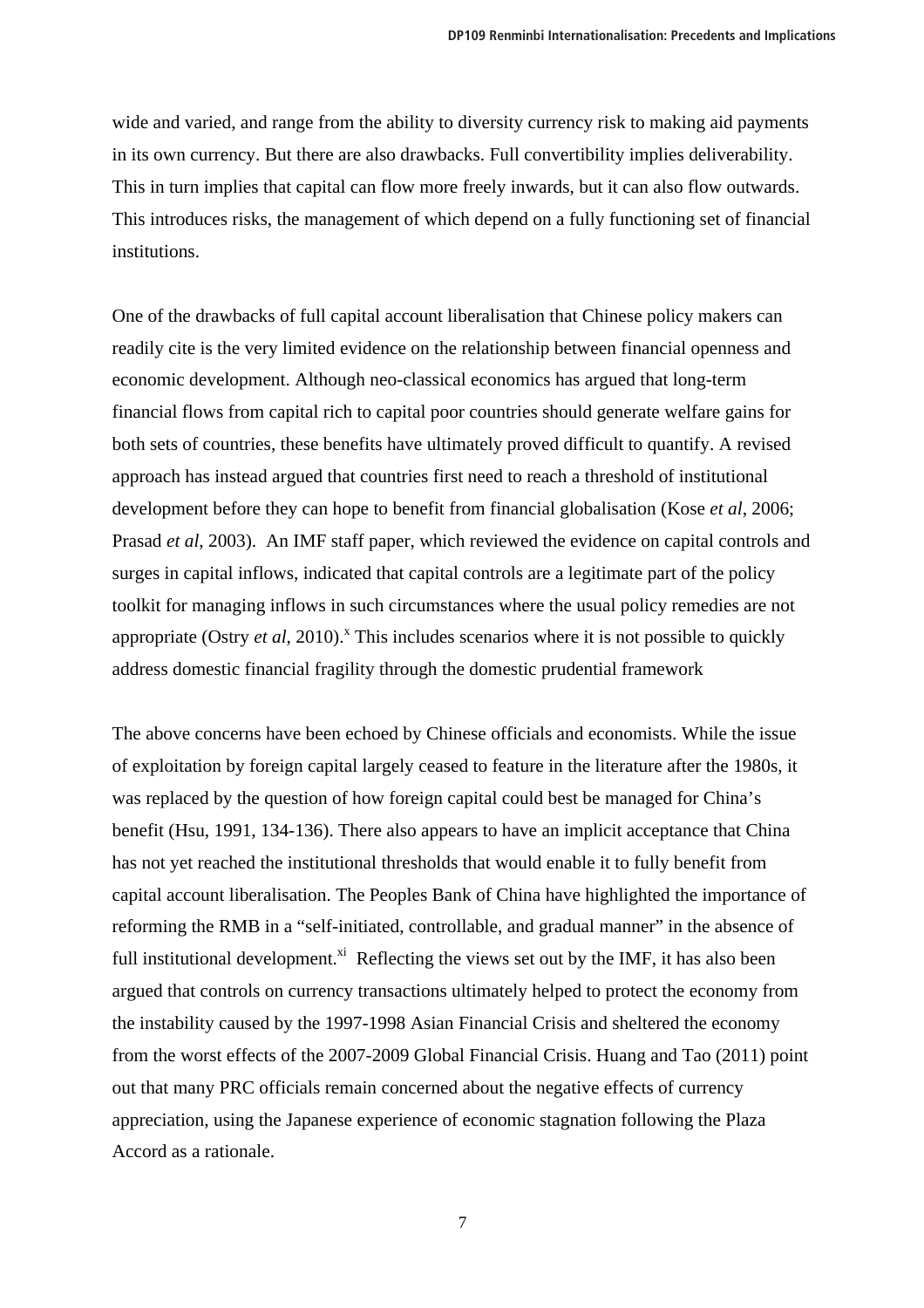wide and varied, and range from the ability to diversity currency risk to making aid payments in its own currency. But there are also drawbacks. Full convertibility implies deliverability. This in turn implies that capital can flow more freely inwards, but it can also flow outwards. This introduces risks, the management of which depend on a fully functioning set of financial institutions.

One of the drawbacks of full capital account liberalisation that Chinese policy makers can readily cite is the very limited evidence on the relationship between financial openness and economic development. Although neo-classical economics has argued that long-term financial flows from capital rich to capital poor countries should generate welfare gains for both sets of countries, these benefits have ultimately proved difficult to quantify. A revised approach has instead argued that countries first need to reach a threshold of institutional development before they can hope to benefit from financial globalisation (Kose *et al*, 2006; Prasad *et al*, 2003). An IMF staff paper, which reviewed the evidence on capital controls and surges in capital inflows, indicated that capital controls are a legitimate part of the policy toolkit for managing inflows in such circumstances where the usual policy remedies are not appropriate (Ostry *et al*, 2010).[x] This includes scenarios where it is not possible to quickly address domestic financial fragility through the domestic prudential framework

The above concerns have been echoed by Chinese officials and economists. While the issue of exploitation by foreign capital largely ceased to feature in the literature after the 1980s, it was replaced by the question of how foreign capital could best be managed for China's benefit (Hsu, 1991, 134-136). There also appears to have an implicit acceptance that China has not yet reached the institutional thresholds that would enable it to fully benefit from capital account liberalisation. The Peoples Bank of China have highlighted the importance of reforming the RMB in a "self-initiated, controllable, and gradual manner" in the absence of full institutional development.[xi] Reflecting the views set out by the IMF, it has also been argued that controls on currency transactions ultimately helped to protect the economy from the instability caused by the 1997-1998 Asian Financial Crisis and sheltered the economy from the worst effects of the 2007-2009 Global Financial Crisis. Huang and Tao (2011) point out that many PRC officials remain concerned about the negative effects of currency appreciation, using the Japanese experience of economic stagnation following the Plaza Accord as a rationale.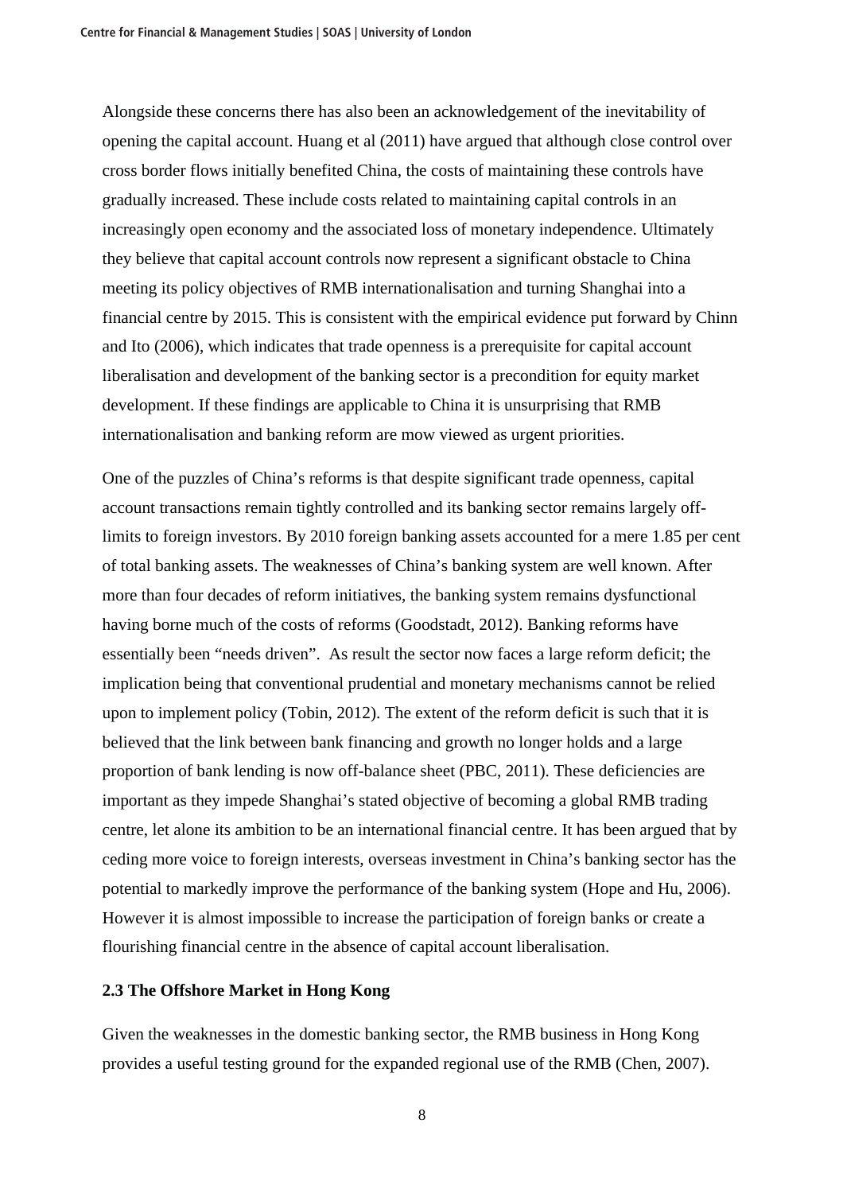Alongside these concerns there has also been an acknowledgement of the inevitability of opening the capital account. Huang et al (2011) have argued that although close control over cross border flows initially benefited China, the costs of maintaining these controls have gradually increased. These include costs related to maintaining capital controls in an increasingly open economy and the associated loss of monetary independence. Ultimately they believe that capital account controls now represent a significant obstacle to China meeting its policy objectives of RMB internationalisation and turning Shanghai into a financial centre by 2015. This is consistent with the empirical evidence put forward by Chinn and Ito (2006), which indicates that trade openness is a prerequisite for capital account liberalisation and development of the banking sector is a precondition for equity market development. If these findings are applicable to China it is unsurprising that RMB internationalisation and banking reform are mow viewed as urgent priorities.

One of the puzzles of China's reforms is that despite significant trade openness, capital account transactions remain tightly controlled and its banking sector remains largely off-limits to foreign investors. By 2010 foreign banking assets accounted for a mere 1.85 per cent of total banking assets. The weaknesses of China's banking system are well known. After more than four decades of reform initiatives, the banking system remains dysfunctional having borne much of the costs of reforms (Goodstadt, 2012). Banking reforms have essentially been "needs driven". As result the sector now faces a large reform deficit; the implication being that conventional prudential and monetary mechanisms cannot be relied upon to implement policy (Tobin, 2012). The extent of the reform deficit is such that it is believed that the link between bank financing and growth no longer holds and a large proportion of bank lending is now off-balance sheet (PBC, 2011). These deficiencies are important as they impede Shanghai's stated objective of becoming a global RMB trading centre, let alone its ambition to be an international financial centre. It has been argued that by ceding more voice to foreign interests, overseas investment in China's banking sector has the potential to markedly improve the performance of the banking system (Hope and Hu, 2006). However it is almost impossible to increase the participation of foreign banks or create a flourishing financial centre in the absence of capital account liberalisation.

### 2.3 The Offshore Market in Hong Kong

Given the weaknesses in the domestic banking sector, the RMB business in Hong Kong provides a useful testing ground for the expanded regional use of the RMB (Chen, 2007).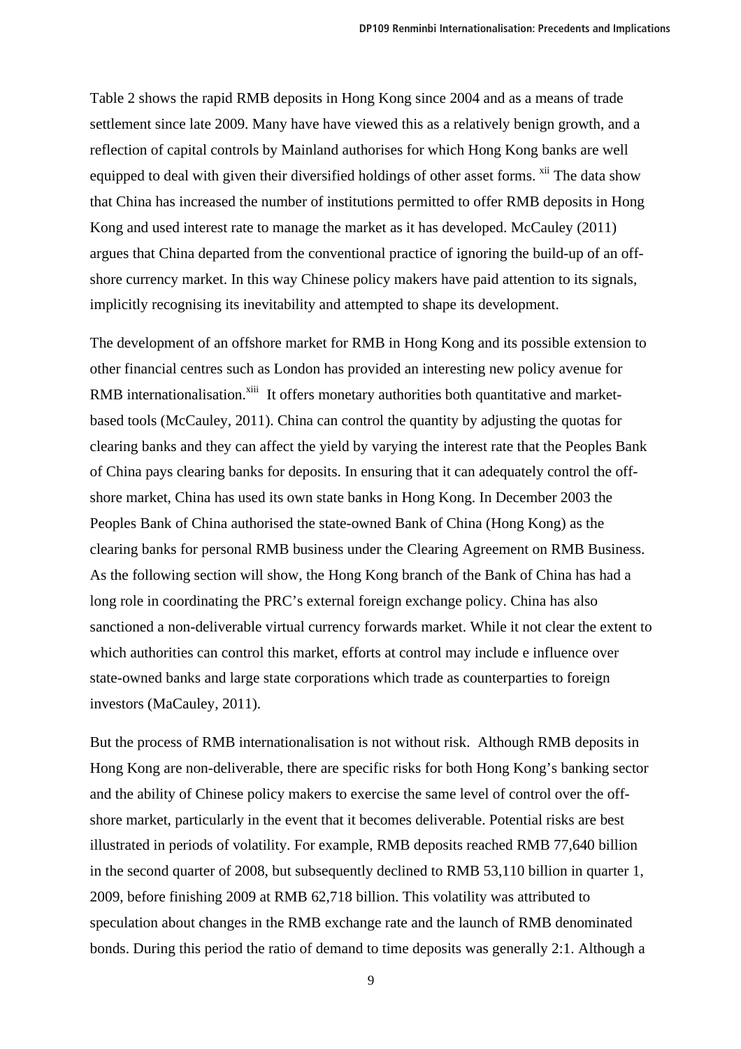Table 2 shows the rapid RMB deposits in Hong Kong since 2004 and as a means of trade settlement since late 2009. Many have have viewed this as a relatively benign growth, and a reflection of capital controls by Mainland authorises for which Hong Kong banks are well equipped to deal with given their diversified holdings of other asset forms. [xii] The data show that China has increased the number of institutions permitted to offer RMB deposits in Hong Kong and used interest rate to manage the market as it has developed. McCauley (2011) argues that China departed from the conventional practice of ignoring the build-up of an off-shore currency market. In this way Chinese policy makers have paid attention to its signals, implicitly recognising its inevitability and attempted to shape its development.

The development of an offshore market for RMB in Hong Kong and its possible extension to other financial centres such as London has provided an interesting new policy avenue for RMB internationalisation.[xiii] It offers monetary authorities both quantitative and market-based tools (McCauley, 2011). China can control the quantity by adjusting the quotas for clearing banks and they can affect the yield by varying the interest rate that the Peoples Bank of China pays clearing banks for deposits. In ensuring that it can adequately control the off-shore market, China has used its own state banks in Hong Kong. In December 2003 the Peoples Bank of China authorised the state-owned Bank of China (Hong Kong) as the clearing banks for personal RMB business under the Clearing Agreement on RMB Business. As the following section will show, the Hong Kong branch of the Bank of China has had a long role in coordinating the PRC's external foreign exchange policy. China has also sanctioned a non-deliverable virtual currency forwards market. While it not clear the extent to which authorities can control this market, efforts at control may include e influence over state-owned banks and large state corporations which trade as counterparties to foreign investors (MaCauley, 2011).

But the process of RMB internationalisation is not without risk. Although RMB deposits in Hong Kong are non-deliverable, there are specific risks for both Hong Kong's banking sector and the ability of Chinese policy makers to exercise the same level of control over the off-shore market, particularly in the event that it becomes deliverable. Potential risks are best illustrated in periods of volatility. For example, RMB deposits reached RMB 77,640 billion in the second quarter of 2008, but subsequently declined to RMB 53,110 billion in quarter 1, 2009, before finishing 2009 at RMB 62,718 billion. This volatility was attributed to speculation about changes in the RMB exchange rate and the launch of RMB denominated bonds. During this period the ratio of demand to time deposits was generally 2:1. Although a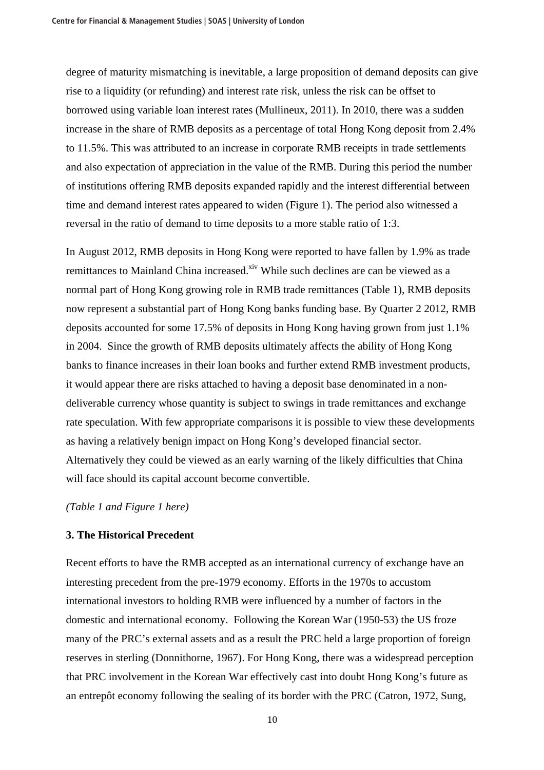degree of maturity mismatching is inevitable, a large proposition of demand deposits can give rise to a liquidity (or refunding) and interest rate risk, unless the risk can be offset to borrowed using variable loan interest rates (Mullineux, 2011). In 2010, there was a sudden increase in the share of RMB deposits as a percentage of total Hong Kong deposit from 2.4% to 11.5%. This was attributed to an increase in corporate RMB receipts in trade settlements and also expectation of appreciation in the value of the RMB. During this period the number of institutions offering RMB deposits expanded rapidly and the interest differential between time and demand interest rates appeared to widen (Figure 1). The period also witnessed a reversal in the ratio of demand to time deposits to a more stable ratio of 1:3.

In August 2012, RMB deposits in Hong Kong were reported to have fallen by 1.9% as trade remittances to Mainland China increased.[xiv] While such declines are can be viewed as a normal part of Hong Kong growing role in RMB trade remittances (Table 1), RMB deposits now represent a substantial part of Hong Kong banks funding base. By Quarter 2 2012, RMB deposits accounted for some 17.5% of deposits in Hong Kong having grown from just 1.1% in 2004. Since the growth of RMB deposits ultimately affects the ability of Hong Kong banks to finance increases in their loan books and further extend RMB investment products, it would appear there are risks attached to having a deposit base denominated in a non-deliverable currency whose quantity is subject to swings in trade remittances and exchange rate speculation. With few appropriate comparisons it is possible to view these developments as having a relatively benign impact on Hong Kong's developed financial sector. Alternatively they could be viewed as an early warning of the likely difficulties that China will face should its capital account become convertible.

*(Table 1 and Figure 1 here)*

### 3. The Historical Precedent

Recent efforts to have the RMB accepted as an international currency of exchange have an interesting precedent from the pre-1979 economy. Efforts in the 1970s to accustom international investors to holding RMB were influenced by a number of factors in the domestic and international economy. Following the Korean War (1950-53) the US froze many of the PRC's external assets and as a result the PRC held a large proportion of foreign reserves in sterling (Donnithorne, 1967). For Hong Kong, there was a widespread perception that PRC involvement in the Korean War effectively cast into doubt Hong Kong's future as an entrepôt economy following the sealing of its border with the PRC (Catron, 1972, Sung,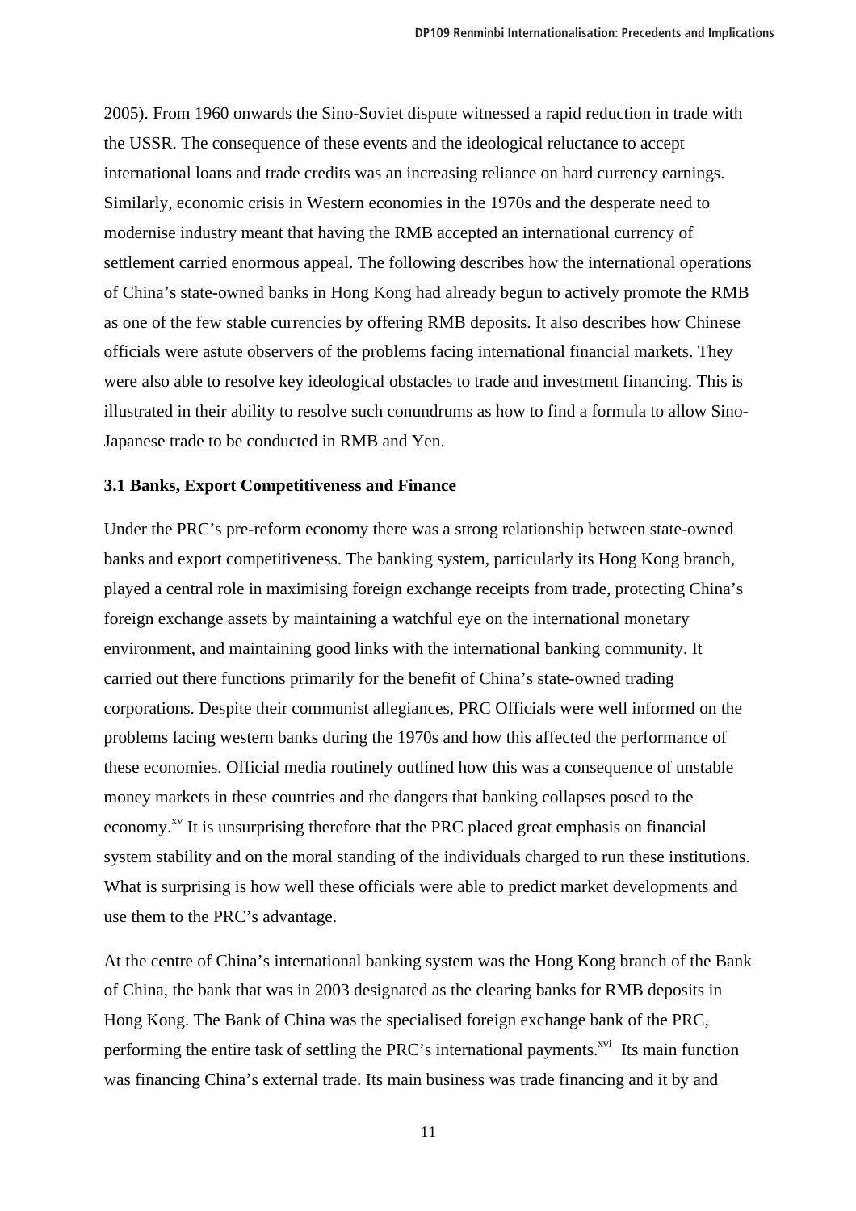2005). From 1960 onwards the Sino-Soviet dispute witnessed a rapid reduction in trade with the USSR. The consequence of these events and the ideological reluctance to accept international loans and trade credits was an increasing reliance on hard currency earnings. Similarly, economic crisis in Western economies in the 1970s and the desperate need to modernise industry meant that having the RMB accepted an international currency of settlement carried enormous appeal. The following describes how the international operations of China's state-owned banks in Hong Kong had already begun to actively promote the RMB as one of the few stable currencies by offering RMB deposits. It also describes how Chinese officials were astute observers of the problems facing international financial markets. They were also able to resolve key ideological obstacles to trade and investment financing. This is illustrated in their ability to resolve such conundrums as how to find a formula to allow Sino-Japanese trade to be conducted in RMB and Yen.

### 3.1 Banks, Export Competitiveness and Finance

Under the PRC's pre-reform economy there was a strong relationship between state-owned banks and export competitiveness. The banking system, particularly its Hong Kong branch, played a central role in maximising foreign exchange receipts from trade, protecting China's foreign exchange assets by maintaining a watchful eye on the international monetary environment, and maintaining good links with the international banking community. It carried out there functions primarily for the benefit of China's state-owned trading corporations. Despite their communist allegiances, PRC Officials were well informed on the problems facing western banks during the 1970s and how this affected the performance of these economies. Official media routinely outlined how this was a consequence of unstable money markets in these countries and the dangers that banking collapses posed to the economy.[xv] It is unsurprising therefore that the PRC placed great emphasis on financial system stability and on the moral standing of the individuals charged to run these institutions. What is surprising is how well these officials were able to predict market developments and use them to the PRC's advantage.

At the centre of China's international banking system was the Hong Kong branch of the Bank of China, the bank that was in 2003 designated as the clearing banks for RMB deposits in Hong Kong. The Bank of China was the specialised foreign exchange bank of the PRC, performing the entire task of settling the PRC's international payments.[xvi] Its main function was financing China's external trade. Its main business was trade financing and it by and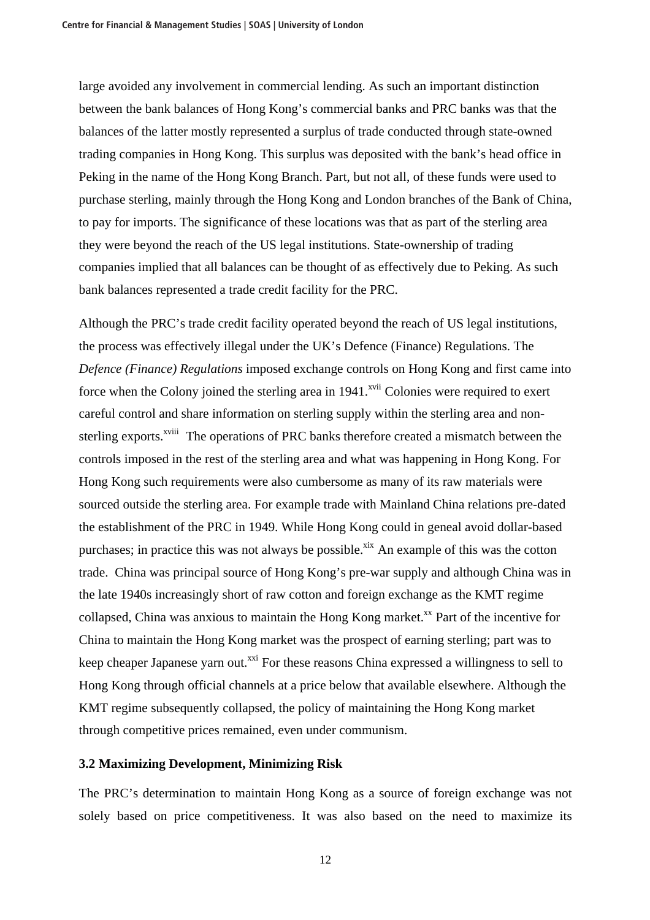large avoided any involvement in commercial lending. As such an important distinction between the bank balances of Hong Kong's commercial banks and PRC banks was that the balances of the latter mostly represented a surplus of trade conducted through state-owned trading companies in Hong Kong. This surplus was deposited with the bank's head office in Peking in the name of the Hong Kong Branch. Part, but not all, of these funds were used to purchase sterling, mainly through the Hong Kong and London branches of the Bank of China, to pay for imports. The significance of these locations was that as part of the sterling area they were beyond the reach of the US legal institutions. State-ownership of trading companies implied that all balances can be thought of as effectively due to Peking. As such bank balances represented a trade credit facility for the PRC.

Although the PRC's trade credit facility operated beyond the reach of US legal institutions, the process was effectively illegal under the UK's Defence (Finance) Regulations. The *Defence (Finance) Regulations* imposed exchange controls on Hong Kong and first came into force when the Colony joined the sterling area in 1941.[xvii] Colonies were required to exert careful control and share information on sterling supply within the sterling area and non-sterling exports.[xviii] The operations of PRC banks therefore created a mismatch between the controls imposed in the rest of the sterling area and what was happening in Hong Kong. For Hong Kong such requirements were also cumbersome as many of its raw materials were sourced outside the sterling area. For example trade with Mainland China relations pre-dated the establishment of the PRC in 1949. While Hong Kong could in geneal avoid dollar-based purchases; in practice this was not always be possible.[xix] An example of this was the cotton trade. China was principal source of Hong Kong's pre-war supply and although China was in the late 1940s increasingly short of raw cotton and foreign exchange as the KMT regime collapsed, China was anxious to maintain the Hong Kong market.[xx] Part of the incentive for China to maintain the Hong Kong market was the prospect of earning sterling; part was to keep cheaper Japanese yarn out.[xxi] For these reasons China expressed a willingness to sell to Hong Kong through official channels at a price below that available elsewhere. Although the KMT regime subsequently collapsed, the policy of maintaining the Hong Kong market through competitive prices remained, even under communism.

### 3.2 Maximizing Development, Minimizing Risk

The PRC's determination to maintain Hong Kong as a source of foreign exchange was not solely based on price competitiveness. It was also based on the need to maximize its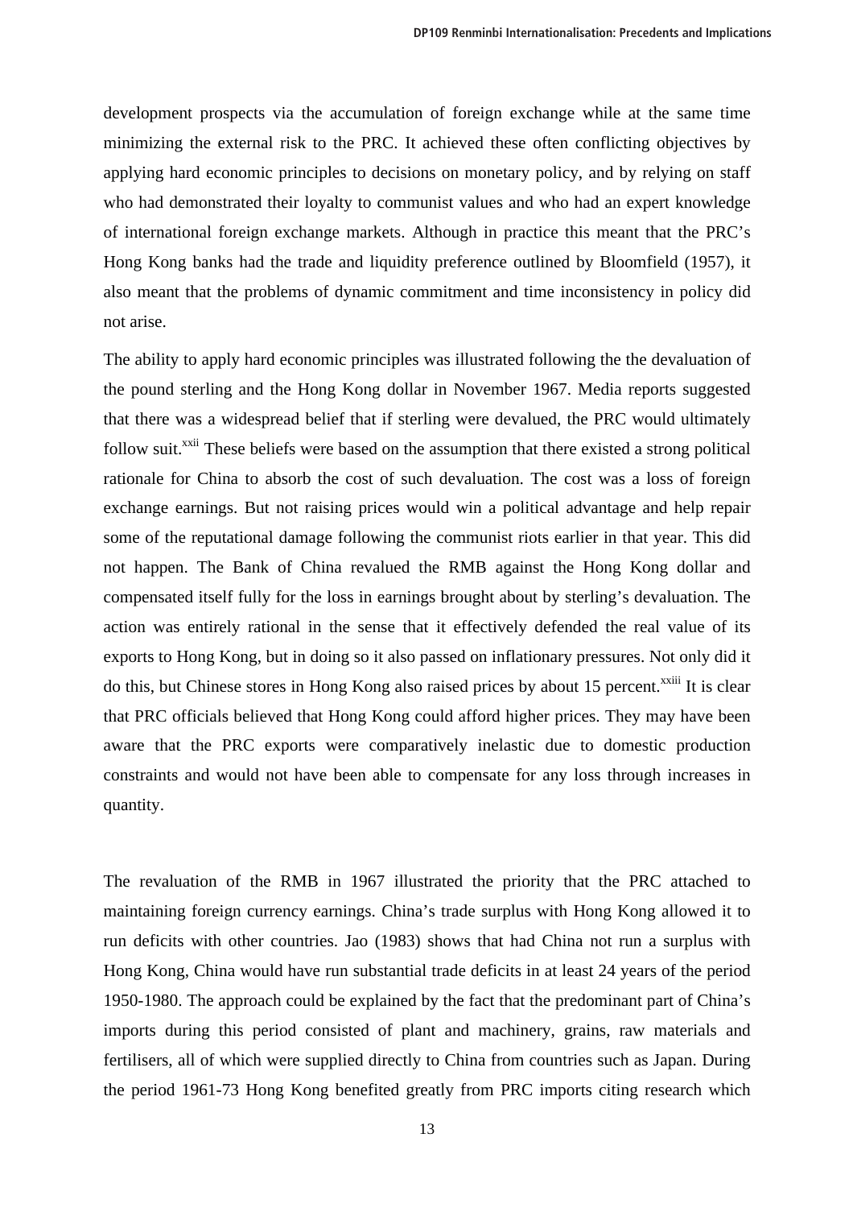development prospects via the accumulation of foreign exchange while at the same time minimizing the external risk to the PRC. It achieved these often conflicting objectives by applying hard economic principles to decisions on monetary policy, and by relying on staff who had demonstrated their loyalty to communist values and who had an expert knowledge of international foreign exchange markets. Although in practice this meant that the PRC's Hong Kong banks had the trade and liquidity preference outlined by Bloomfield (1957), it also meant that the problems of dynamic commitment and time inconsistency in policy did not arise.

The ability to apply hard economic principles was illustrated following the the devaluation of the pound sterling and the Hong Kong dollar in November 1967. Media reports suggested that there was a widespread belief that if sterling were devalued, the PRC would ultimately follow suit.[xxii] These beliefs were based on the assumption that there existed a strong political rationale for China to absorb the cost of such devaluation. The cost was a loss of foreign exchange earnings. But not raising prices would win a political advantage and help repair some of the reputational damage following the communist riots earlier in that year. This did not happen. The Bank of China revalued the RMB against the Hong Kong dollar and compensated itself fully for the loss in earnings brought about by sterling's devaluation. The action was entirely rational in the sense that it effectively defended the real value of its exports to Hong Kong, but in doing so it also passed on inflationary pressures. Not only did it do this, but Chinese stores in Hong Kong also raised prices by about 15 percent.[xxiii] It is clear that PRC officials believed that Hong Kong could afford higher prices. They may have been aware that the PRC exports were comparatively inelastic due to domestic production constraints and would not have been able to compensate for any loss through increases in quantity.

The revaluation of the RMB in 1967 illustrated the priority that the PRC attached to maintaining foreign currency earnings. China's trade surplus with Hong Kong allowed it to run deficits with other countries. Jao (1983) shows that had China not run a surplus with Hong Kong, China would have run substantial trade deficits in at least 24 years of the period 1950-1980. The approach could be explained by the fact that the predominant part of China's imports during this period consisted of plant and machinery, grains, raw materials and fertilisers, all of which were supplied directly to China from countries such as Japan. During the period 1961-73 Hong Kong benefited greatly from PRC imports citing research which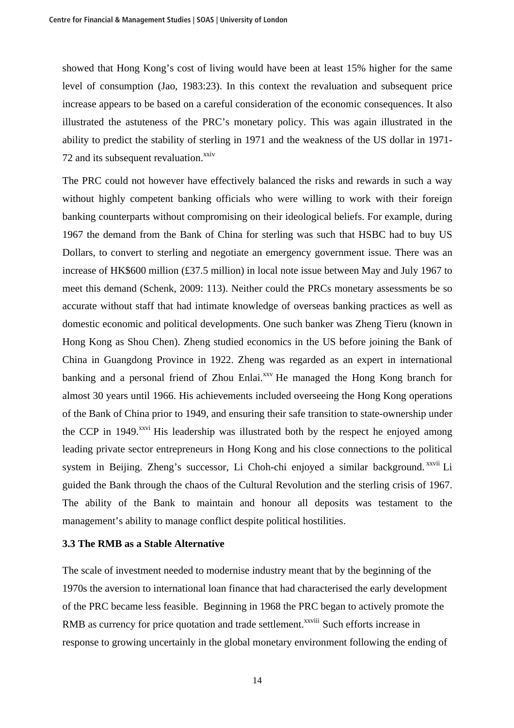showed that Hong Kong's cost of living would have been at least 15% higher for the same level of consumption (Jao, 1983:23). In this context the revaluation and subsequent price increase appears to be based on a careful consideration of the economic consequences. It also illustrated the astuteness of the PRC's monetary policy. This was again illustrated in the ability to predict the stability of sterling in 1971 and the weakness of the US dollar in 1971-72 and its subsequent revaluation.[xxiv]

The PRC could not however have effectively balanced the risks and rewards in such a way without highly competent banking officials who were willing to work with their foreign banking counterparts without compromising on their ideological beliefs. For example, during 1967 the demand from the Bank of China for sterling was such that HSBC had to buy US Dollars, to convert to sterling and negotiate an emergency government issue. There was an increase of HK$600 million (£37.5 million) in local note issue between May and July 1967 to meet this demand (Schenk, 2009: 113). Neither could the PRCs monetary assessments be so accurate without staff that had intimate knowledge of overseas banking practices as well as domestic economic and political developments. One such banker was Zheng Tieru (known in Hong Kong as Shou Chen). Zheng studied economics in the US before joining the Bank of China in Guangdong Province in 1922. Zheng was regarded as an expert in international banking and a personal friend of Zhou Enlai.[xxv] He managed the Hong Kong branch for almost 30 years until 1966. His achievements included overseeing the Hong Kong operations of the Bank of China prior to 1949, and ensuring their safe transition to state-ownership under the CCP in 1949.[xxvi] His leadership was illustrated both by the respect he enjoyed among leading private sector entrepreneurs in Hong Kong and his close connections to the political system in Beijing. Zheng's successor, Li Choh-chi enjoyed a similar background.[xxvii] Li guided the Bank through the chaos of the Cultural Revolution and the sterling crisis of 1967. The ability of the Bank to maintain and honour all deposits was testament to the management's ability to manage conflict despite political hostilities.

### 3.3 The RMB as a Stable Alternative

The scale of investment needed to modernise industry meant that by the beginning of the 1970s the aversion to international loan finance that had characterised the early development of the PRC became less feasible. Beginning in 1968 the PRC began to actively promote the RMB as currency for price quotation and trade settlement.[xxviii] Such efforts increase in response to growing uncertainly in the global monetary environment following the ending of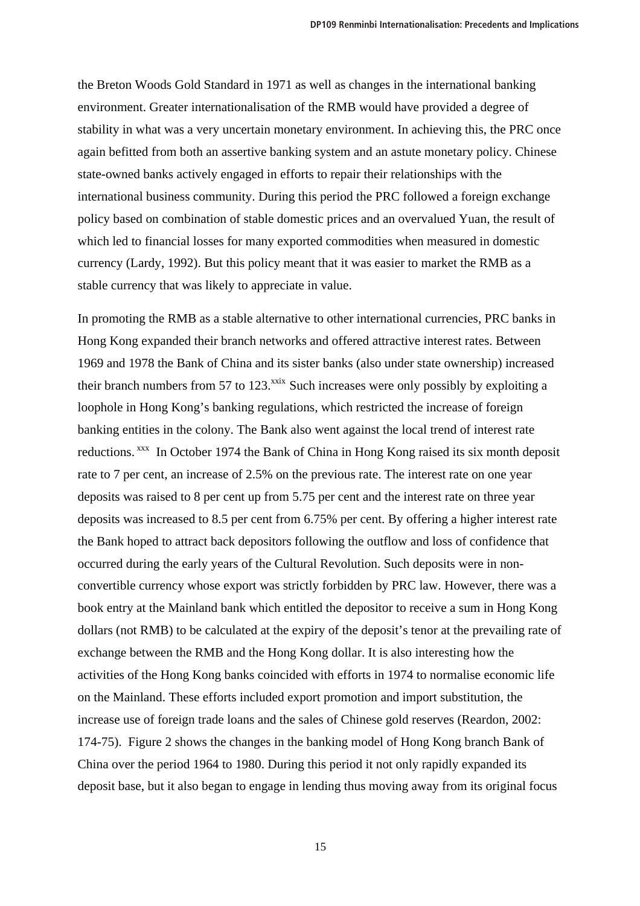the Breton Woods Gold Standard in 1971 as well as changes in the international banking environment. Greater internationalisation of the RMB would have provided a degree of stability in what was a very uncertain monetary environment. In achieving this, the PRC once again befitted from both an assertive banking system and an astute monetary policy. Chinese state-owned banks actively engaged in efforts to repair their relationships with the international business community. During this period the PRC followed a foreign exchange policy based on combination of stable domestic prices and an overvalued Yuan, the result of which led to financial losses for many exported commodities when measured in domestic currency (Lardy, 1992). But this policy meant that it was easier to market the RMB as a stable currency that was likely to appreciate in value.

In promoting the RMB as a stable alternative to other international currencies, PRC banks in Hong Kong expanded their branch networks and offered attractive interest rates. Between 1969 and 1978 the Bank of China and its sister banks (also under state ownership) increased their branch numbers from 57 to 123.[xxix] Such increases were only possibly by exploiting a loophole in Hong Kong's banking regulations, which restricted the increase of foreign banking entities in the colony. The Bank also went against the local trend of interest rate reductions.[xxx] In October 1974 the Bank of China in Hong Kong raised its six month deposit rate to 7 per cent, an increase of 2.5% on the previous rate. The interest rate on one year deposits was raised to 8 per cent up from 5.75 per cent and the interest rate on three year deposits was increased to 8.5 per cent from 6.75% per cent. By offering a higher interest rate the Bank hoped to attract back depositors following the outflow and loss of confidence that occurred during the early years of the Cultural Revolution. Such deposits were in non-convertible currency whose export was strictly forbidden by PRC law. However, there was a book entry at the Mainland bank which entitled the depositor to receive a sum in Hong Kong dollars (not RMB) to be calculated at the expiry of the deposit's tenor at the prevailing rate of exchange between the RMB and the Hong Kong dollar. It is also interesting how the activities of the Hong Kong banks coincided with efforts in 1974 to normalise economic life on the Mainland. These efforts included export promotion and import substitution, the increase use of foreign trade loans and the sales of Chinese gold reserves (Reardon, 2002: 174-75). Figure 2 shows the changes in the banking model of Hong Kong branch Bank of China over the period 1964 to 1980. During this period it not only rapidly expanded its deposit base, but it also began to engage in lending thus moving away from its original focus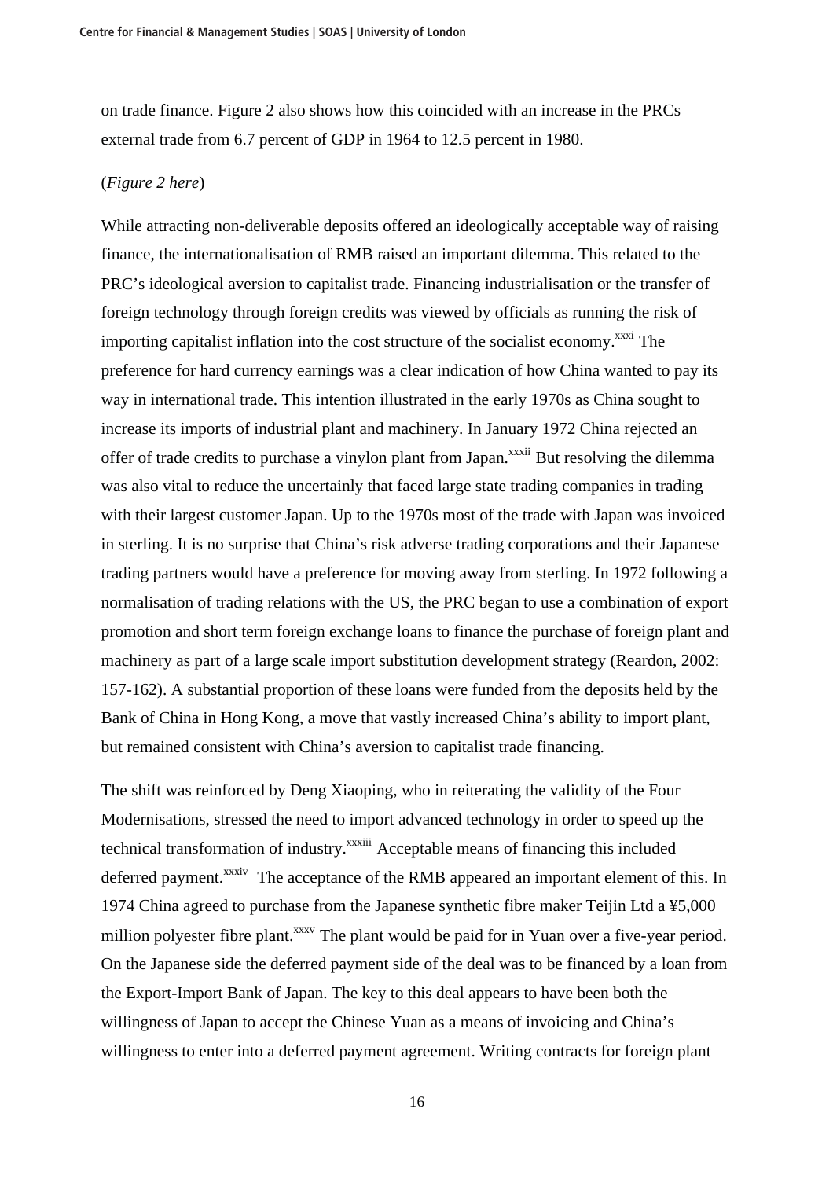on trade finance. Figure 2 also shows how this coincided with an increase in the PRCs external trade from 6.7 percent of GDP in 1964 to 12.5 percent in 1980.

(*Figure 2 here*)

While attracting non-deliverable deposits offered an ideologically acceptable way of raising finance, the internationalisation of RMB raised an important dilemma. This related to the PRC's ideological aversion to capitalist trade. Financing industrialisation or the transfer of foreign technology through foreign credits was viewed by officials as running the risk of importing capitalist inflation into the cost structure of the socialist economy.[xxxi] The preference for hard currency earnings was a clear indication of how China wanted to pay its way in international trade. This intention illustrated in the early 1970s as China sought to increase its imports of industrial plant and machinery. In January 1972 China rejected an offer of trade credits to purchase a vinylon plant from Japan.[xxxii] But resolving the dilemma was also vital to reduce the uncertainly that faced large state trading companies in trading with their largest customer Japan. Up to the 1970s most of the trade with Japan was invoiced in sterling. It is no surprise that China's risk adverse trading corporations and their Japanese trading partners would have a preference for moving away from sterling. In 1972 following a normalisation of trading relations with the US, the PRC began to use a combination of export promotion and short term foreign exchange loans to finance the purchase of foreign plant and machinery as part of a large scale import substitution development strategy (Reardon, 2002: 157-162). A substantial proportion of these loans were funded from the deposits held by the Bank of China in Hong Kong, a move that vastly increased China's ability to import plant, but remained consistent with China's aversion to capitalist trade financing.

The shift was reinforced by Deng Xiaoping, who in reiterating the validity of the Four Modernisations, stressed the need to import advanced technology in order to speed up the technical transformation of industry.[xxxiii] Acceptable means of financing this included deferred payment.[xxxiv] The acceptance of the RMB appeared an important element of this. In 1974 China agreed to purchase from the Japanese synthetic fibre maker Teijin Ltd a ¥5,000 million polyester fibre plant.[xxxv] The plant would be paid for in Yuan over a five-year period. On the Japanese side the deferred payment side of the deal was to be financed by a loan from the Export-Import Bank of Japan. The key to this deal appears to have been both the willingness of Japan to accept the Chinese Yuan as a means of invoicing and China's willingness to enter into a deferred payment agreement. Writing contracts for foreign plant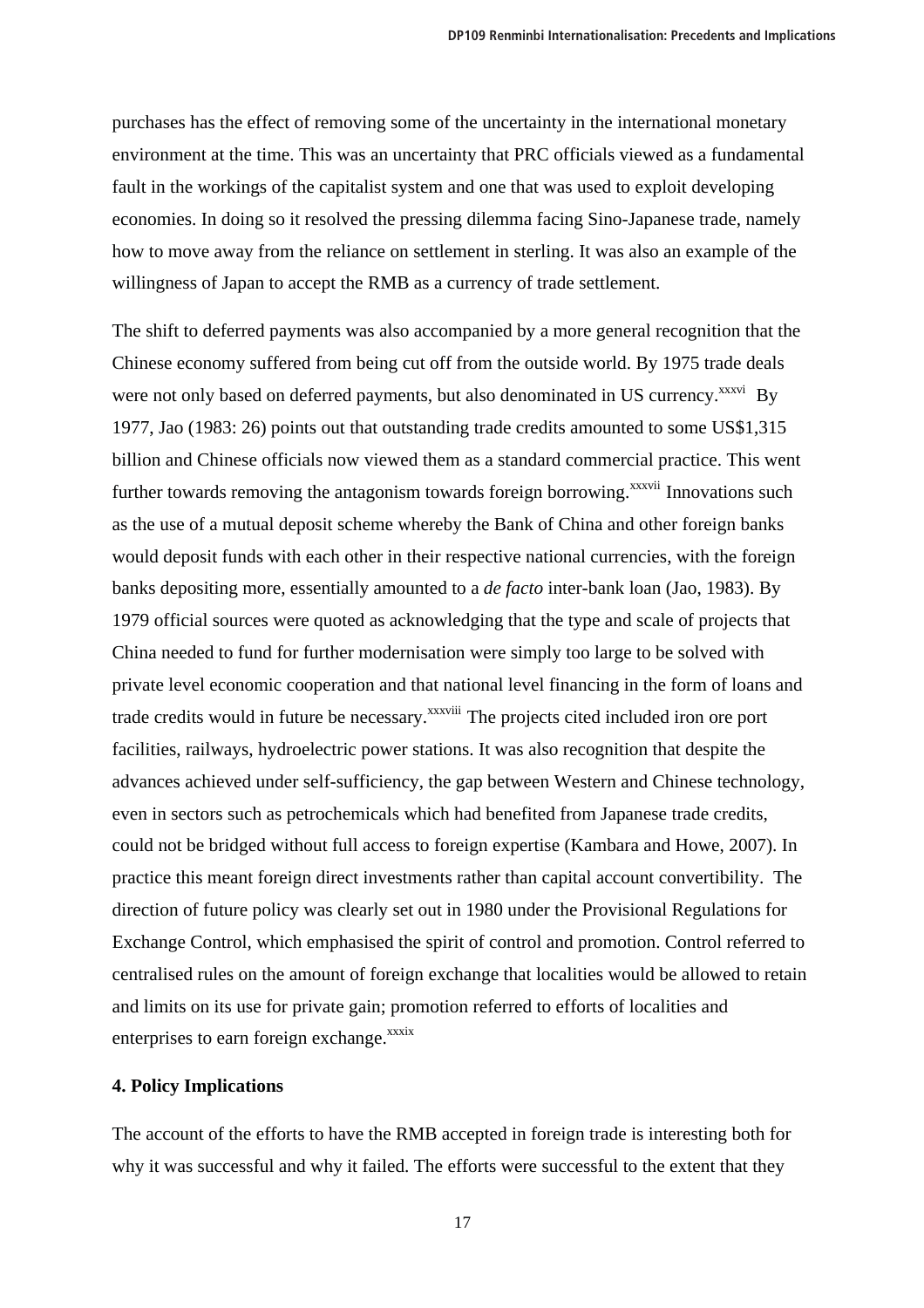purchases has the effect of removing some of the uncertainty in the international monetary environment at the time. This was an uncertainty that PRC officials viewed as a fundamental fault in the workings of the capitalist system and one that was used to exploit developing economies. In doing so it resolved the pressing dilemma facing Sino-Japanese trade, namely how to move away from the reliance on settlement in sterling. It was also an example of the willingness of Japan to accept the RMB as a currency of trade settlement.

The shift to deferred payments was also accompanied by a more general recognition that the Chinese economy suffered from being cut off from the outside world. By 1975 trade deals were not only based on deferred payments, but also denominated in US currency.[xxxvi] By 1977, Jao (1983: 26) points out that outstanding trade credits amounted to some US$1,315 billion and Chinese officials now viewed them as a standard commercial practice. This went further towards removing the antagonism towards foreign borrowing.[xxxvii] Innovations such as the use of a mutual deposit scheme whereby the Bank of China and other foreign banks would deposit funds with each other in their respective national currencies, with the foreign banks depositing more, essentially amounted to a *de facto* inter-bank loan (Jao, 1983). By 1979 official sources were quoted as acknowledging that the type and scale of projects that China needed to fund for further modernisation were simply too large to be solved with private level economic cooperation and that national level financing in the form of loans and trade credits would in future be necessary.[xxxviii] The projects cited included iron ore port facilities, railways, hydroelectric power stations. It was also recognition that despite the advances achieved under self-sufficiency, the gap between Western and Chinese technology, even in sectors such as petrochemicals which had benefited from Japanese trade credits, could not be bridged without full access to foreign expertise (Kambara and Howe, 2007). In practice this meant foreign direct investments rather than capital account convertibility. The direction of future policy was clearly set out in 1980 under the Provisional Regulations for Exchange Control, which emphasised the spirit of control and promotion. Control referred to centralised rules on the amount of foreign exchange that localities would be allowed to retain and limits on its use for private gain; promotion referred to efforts of localities and enterprises to earn foreign exchange.[xxxix]

**4. Policy Implications**

The account of the efforts to have the RMB accepted in foreign trade is interesting both for why it was successful and why it failed. The efforts were successful to the extent that they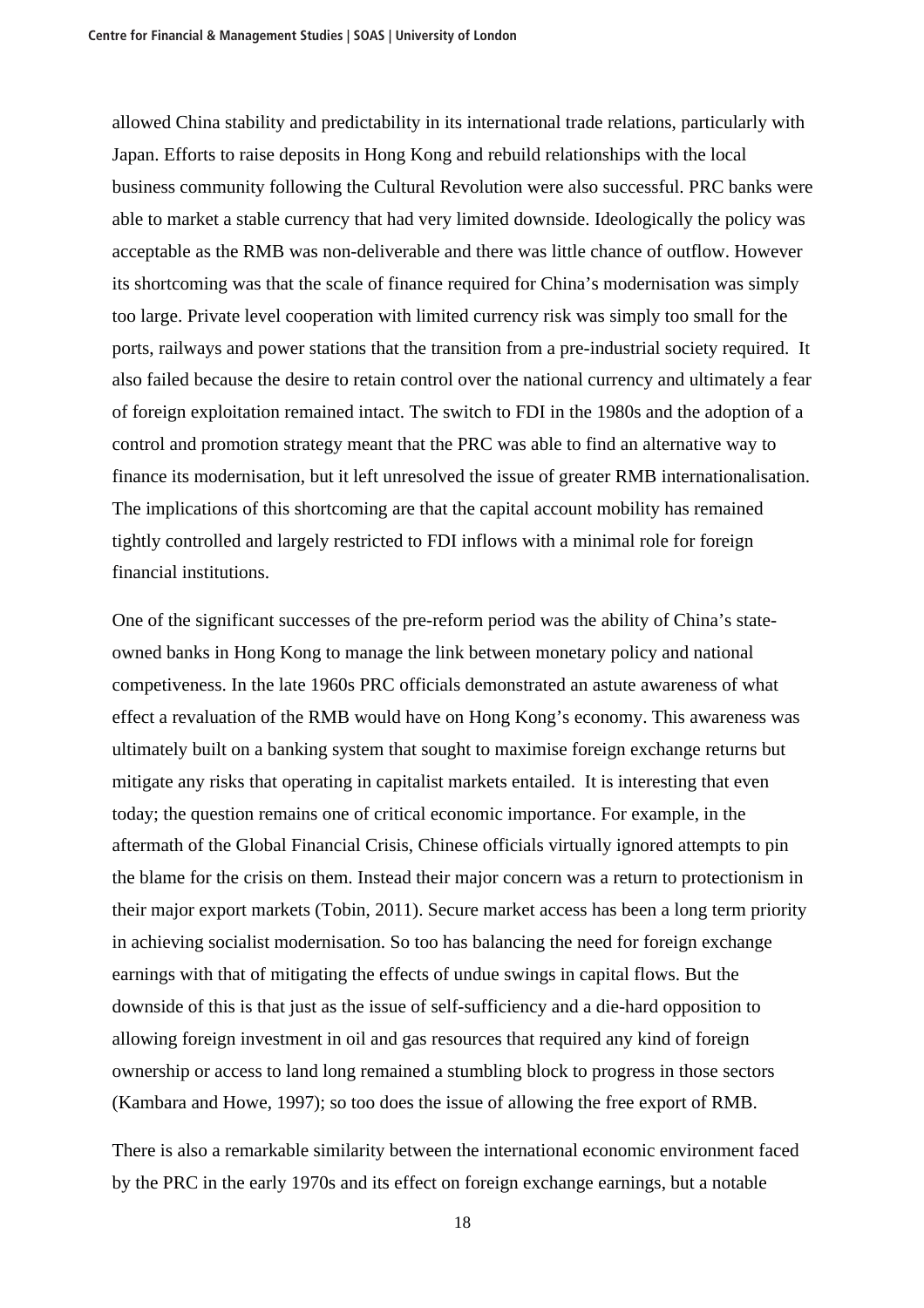allowed China stability and predictability in its international trade relations, particularly with Japan. Efforts to raise deposits in Hong Kong and rebuild relationships with the local business community following the Cultural Revolution were also successful. PRC banks were able to market a stable currency that had very limited downside. Ideologically the policy was acceptable as the RMB was non-deliverable and there was little chance of outflow. However its shortcoming was that the scale of finance required for China's modernisation was simply too large. Private level cooperation with limited currency risk was simply too small for the ports, railways and power stations that the transition from a pre-industrial society required. It also failed because the desire to retain control over the national currency and ultimately a fear of foreign exploitation remained intact. The switch to FDI in the 1980s and the adoption of a control and promotion strategy meant that the PRC was able to find an alternative way to finance its modernisation, but it left unresolved the issue of greater RMB internationalisation. The implications of this shortcoming are that the capital account mobility has remained tightly controlled and largely restricted to FDI inflows with a minimal role for foreign financial institutions.

One of the significant successes of the pre-reform period was the ability of China's state-owned banks in Hong Kong to manage the link between monetary policy and national competiveness. In the late 1960s PRC officials demonstrated an astute awareness of what effect a revaluation of the RMB would have on Hong Kong's economy. This awareness was ultimately built on a banking system that sought to maximise foreign exchange returns but mitigate any risks that operating in capitalist markets entailed. It is interesting that even today; the question remains one of critical economic importance. For example, in the aftermath of the Global Financial Crisis, Chinese officials virtually ignored attempts to pin the blame for the crisis on them. Instead their major concern was a return to protectionism in their major export markets (Tobin, 2011). Secure market access has been a long term priority in achieving socialist modernisation. So too has balancing the need for foreign exchange earnings with that of mitigating the effects of undue swings in capital flows. But the downside of this is that just as the issue of self-sufficiency and a die-hard opposition to allowing foreign investment in oil and gas resources that required any kind of foreign ownership or access to land long remained a stumbling block to progress in those sectors (Kambara and Howe, 1997); so too does the issue of allowing the free export of RMB.

There is also a remarkable similarity between the international economic environment faced by the PRC in the early 1970s and its effect on foreign exchange earnings, but a notable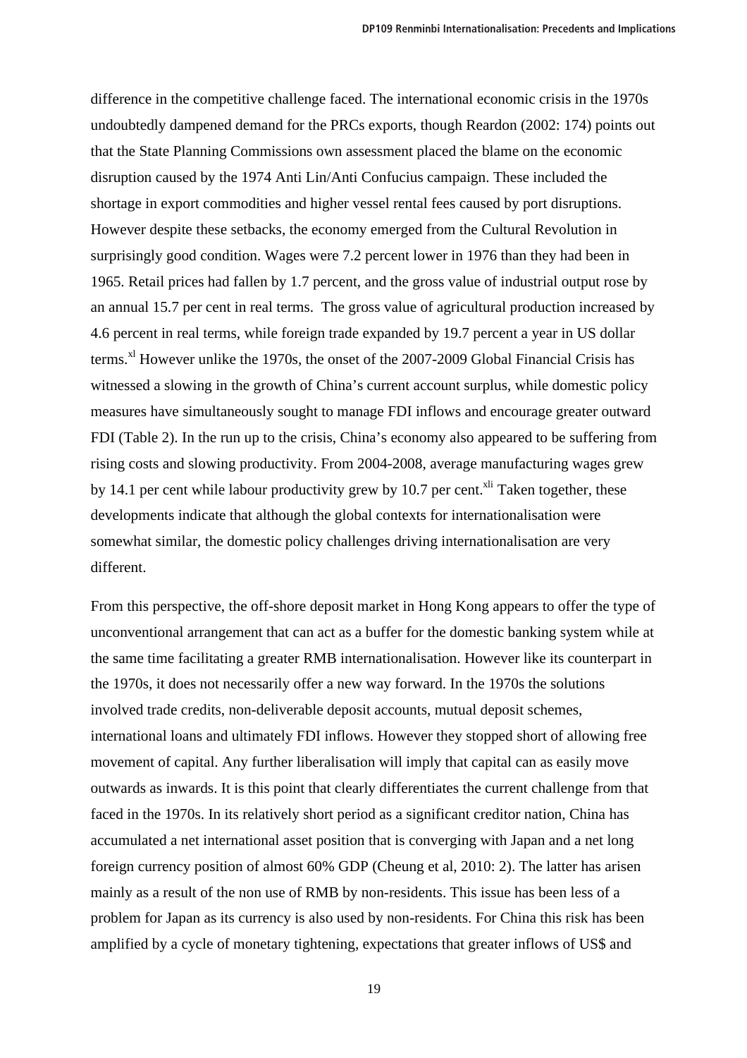difference in the competitive challenge faced. The international economic crisis in the 1970s undoubtedly dampened demand for the PRCs exports, though Reardon (2002: 174) points out that the State Planning Commissions own assessment placed the blame on the economic disruption caused by the 1974 Anti Lin/Anti Confucius campaign. These included the shortage in export commodities and higher vessel rental fees caused by port disruptions. However despite these setbacks, the economy emerged from the Cultural Revolution in surprisingly good condition. Wages were 7.2 percent lower in 1976 than they had been in 1965. Retail prices had fallen by 1.7 percent, and the gross value of industrial output rose by an annual 15.7 per cent in real terms. The gross value of agricultural production increased by 4.6 percent in real terms, while foreign trade expanded by 19.7 percent a year in US dollar terms.[xl] However unlike the 1970s, the onset of the 2007-2009 Global Financial Crisis has witnessed a slowing in the growth of China's current account surplus, while domestic policy measures have simultaneously sought to manage FDI inflows and encourage greater outward FDI (Table 2). In the run up to the crisis, China's economy also appeared to be suffering from rising costs and slowing productivity. From 2004-2008, average manufacturing wages grew by 14.1 per cent while labour productivity grew by 10.7 per cent.[xli] Taken together, these developments indicate that although the global contexts for internationalisation were somewhat similar, the domestic policy challenges driving internationalisation are very different.

From this perspective, the off-shore deposit market in Hong Kong appears to offer the type of unconventional arrangement that can act as a buffer for the domestic banking system while at the same time facilitating a greater RMB internationalisation. However like its counterpart in the 1970s, it does not necessarily offer a new way forward. In the 1970s the solutions involved trade credits, non-deliverable deposit accounts, mutual deposit schemes, international loans and ultimately FDI inflows. However they stopped short of allowing free movement of capital. Any further liberalisation will imply that capital can as easily move outwards as inwards. It is this point that clearly differentiates the current challenge from that faced in the 1970s. In its relatively short period as a significant creditor nation, China has accumulated a net international asset position that is converging with Japan and a net long foreign currency position of almost 60% GDP (Cheung et al, 2010: 2). The latter has arisen mainly as a result of the non use of RMB by non-residents. This issue has been less of a problem for Japan as its currency is also used by non-residents. For China this risk has been amplified by a cycle of monetary tightening, expectations that greater inflows of US$ and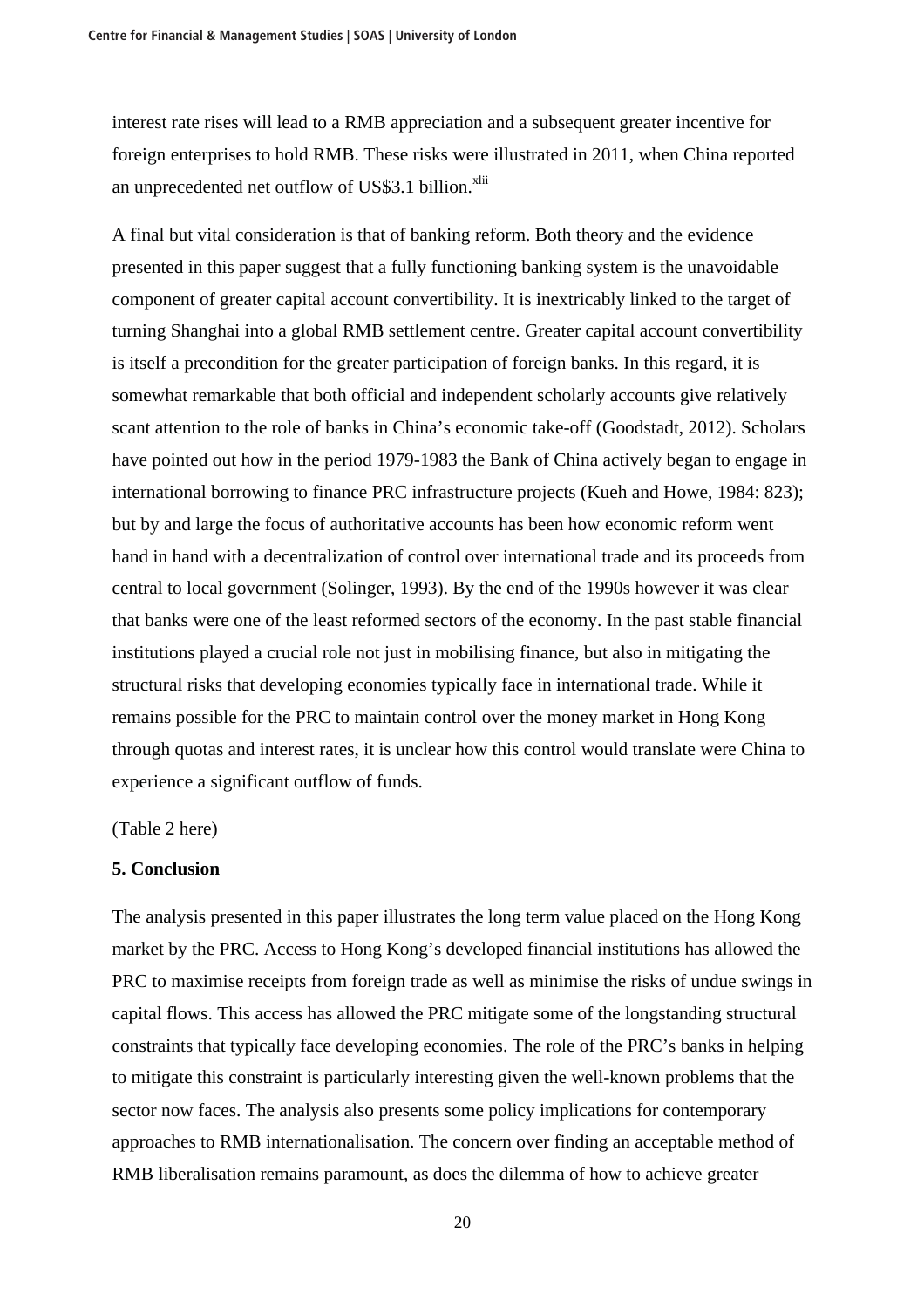interest rate rises will lead to a RMB appreciation and a subsequent greater incentive for foreign enterprises to hold RMB. These risks were illustrated in 2011, when China reported an unprecedented net outflow of US$3.1 billion.[xlii]

A final but vital consideration is that of banking reform. Both theory and the evidence presented in this paper suggest that a fully functioning banking system is the unavoidable component of greater capital account convertibility. It is inextricably linked to the target of turning Shanghai into a global RMB settlement centre. Greater capital account convertibility is itself a precondition for the greater participation of foreign banks. In this regard, it is somewhat remarkable that both official and independent scholarly accounts give relatively scant attention to the role of banks in China's economic take-off (Goodstadt, 2012). Scholars have pointed out how in the period 1979-1983 the Bank of China actively began to engage in international borrowing to finance PRC infrastructure projects (Kueh and Howe, 1984: 823); but by and large the focus of authoritative accounts has been how economic reform went hand in hand with a decentralization of control over international trade and its proceeds from central to local government (Solinger, 1993). By the end of the 1990s however it was clear that banks were one of the least reformed sectors of the economy. In the past stable financial institutions played a crucial role not just in mobilising finance, but also in mitigating the structural risks that developing economies typically face in international trade. While it remains possible for the PRC to maintain control over the money market in Hong Kong through quotas and interest rates, it is unclear how this control would translate were China to experience a significant outflow of funds.

(Table 2 here)

## 5. Conclusion

The analysis presented in this paper illustrates the long term value placed on the Hong Kong market by the PRC. Access to Hong Kong's developed financial institutions has allowed the PRC to maximise receipts from foreign trade as well as minimise the risks of undue swings in capital flows. This access has allowed the PRC mitigate some of the longstanding structural constraints that typically face developing economies. The role of the PRC's banks in helping to mitigate this constraint is particularly interesting given the well-known problems that the sector now faces. The analysis also presents some policy implications for contemporary approaches to RMB internationalisation. The concern over finding an acceptable method of RMB liberalisation remains paramount, as does the dilemma of how to achieve greater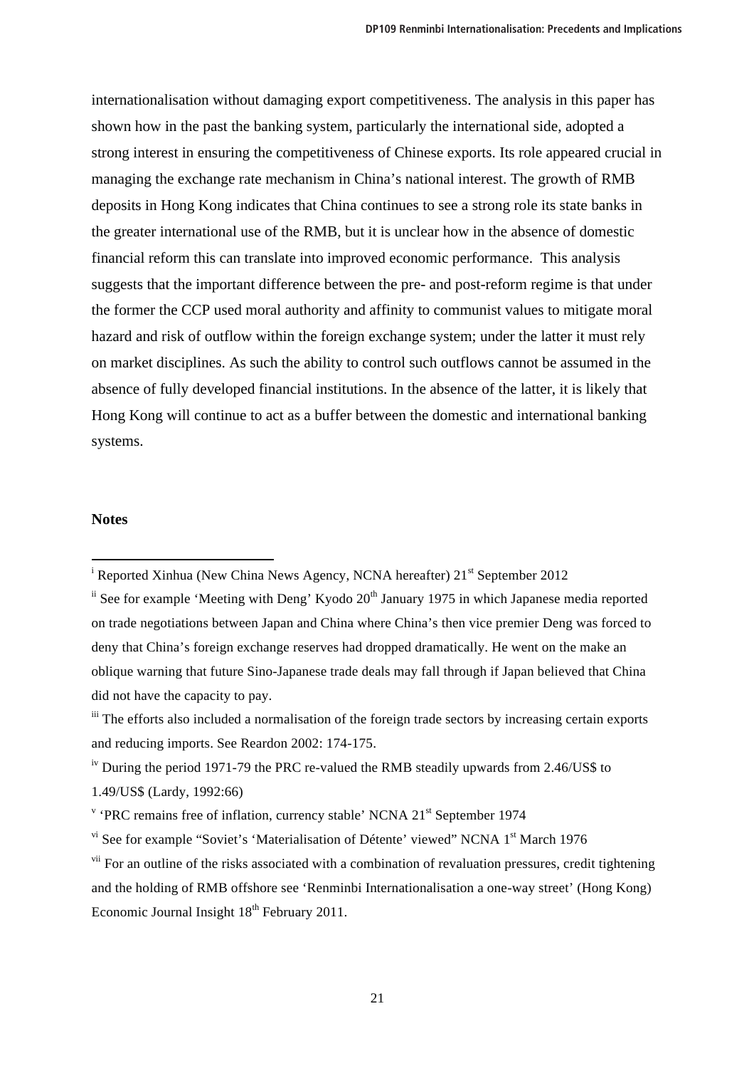internationalisation without damaging export competitiveness. The analysis in this paper has shown how in the past the banking system, particularly the international side, adopted a strong interest in ensuring the competitiveness of Chinese exports. Its role appeared crucial in managing the exchange rate mechanism in China's national interest. The growth of RMB deposits in Hong Kong indicates that China continues to see a strong role its state banks in the greater international use of the RMB, but it is unclear how in the absence of domestic financial reform this can translate into improved economic performance. This analysis suggests that the important difference between the pre- and post-reform regime is that under the former the CCP used moral authority and affinity to communist values to mitigate moral hazard and risk of outflow within the foreign exchange system; under the latter it must rely on market disciplines. As such the ability to control such outflows cannot be assumed in the absence of fully developed financial institutions. In the absence of the latter, it is likely that Hong Kong will continue to act as a buffer between the domestic and international banking systems.

**Notes**

---

[i] Reported Xinhua (New China News Agency, NCNA hereafter) 21st September 2012

[ii] See for example 'Meeting with Deng' Kyodo 20th January 1975 in which Japanese media reported on trade negotiations between Japan and China where China's then vice premier Deng was forced to deny that China's foreign exchange reserves had dropped dramatically. He went on the make an oblique warning that future Sino-Japanese trade deals may fall through if Japan believed that China did not have the capacity to pay.

[iii] The efforts also included a normalisation of the foreign trade sectors by increasing certain exports and reducing imports. See Reardon 2002: 174-175.

[iv] During the period 1971-79 the PRC re-valued the RMB steadily upwards from 2.46/US$ to 1.49/US$ (Lardy, 1992:66)

[v] 'PRC remains free of inflation, currency stable' NCNA 21st September 1974

[vi] See for example "Soviet's 'Materialisation of Détente' viewed" NCNA 1st March 1976

[vii] For an outline of the risks associated with a combination of revaluation pressures, credit tightening and the holding of RMB offshore see 'Renminbi Internationalisation a one-way street' (Hong Kong) Economic Journal Insight 18th February 2011.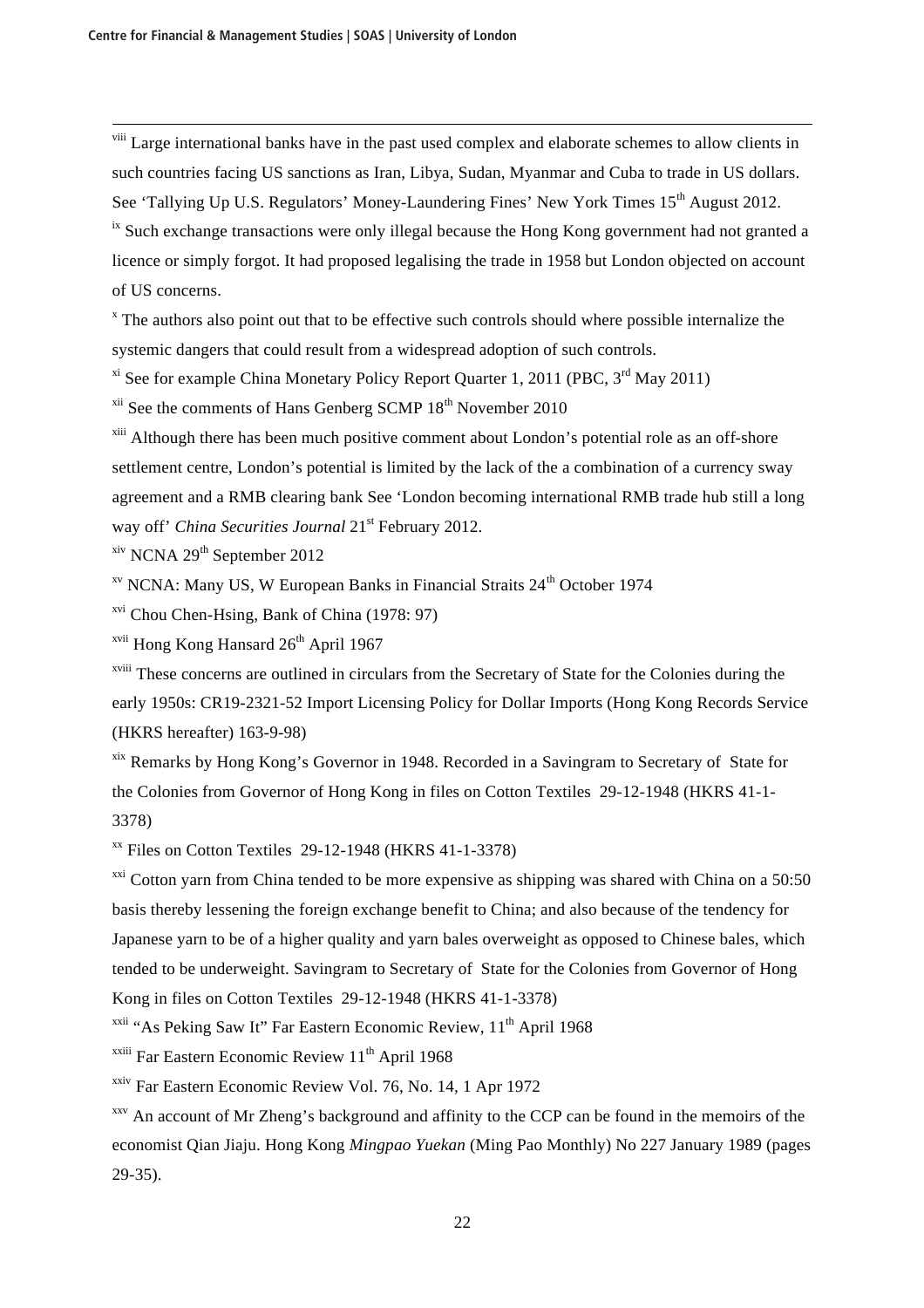[viii] Large international banks have in the past used complex and elaborate schemes to allow clients in such countries facing US sanctions as Iran, Libya, Sudan, Myanmar and Cuba to trade in US dollars. See 'Tallying Up U.S. Regulators' Money-Laundering Fines' New York Times 15th August 2012.

[ix] Such exchange transactions were only illegal because the Hong Kong government had not granted a licence or simply forgot. It had proposed legalising the trade in 1958 but London objected on account of US concerns.

[x] The authors also point out that to be effective such controls should where possible internalize the systemic dangers that could result from a widespread adoption of such controls.

[xi] See for example China Monetary Policy Report Quarter 1, 2011 (PBC, 3rd May 2011)

[xii] See the comments of Hans Genberg SCMP 18th November 2010

[xiii] Although there has been much positive comment about London's potential role as an off-shore settlement centre, London's potential is limited by the lack of the a combination of a currency sway agreement and a RMB clearing bank See 'London becoming international RMB trade hub still a long way off' *China Securities Journal* 21st February 2012.

[xiv] NCNA 29th September 2012

[xv] NCNA: Many US, W European Banks in Financial Straits 24th October 1974

[xvi] Chou Chen-Hsing, Bank of China (1978: 97)

[xvii] Hong Kong Hansard 26th April 1967

[xviii] These concerns are outlined in circulars from the Secretary of State for the Colonies during the early 1950s: CR19-2321-52 Import Licensing Policy for Dollar Imports (Hong Kong Records Service (HKRS hereafter) 163-9-98)

[xix] Remarks by Hong Kong's Governor in 1948. Recorded in a Savingram to Secretary of State for the Colonies from Governor of Hong Kong in files on Cotton Textiles 29-12-1948 (HKRS 41-1-3378)

[xx] Files on Cotton Textiles 29-12-1948 (HKRS 41-1-3378)

[xxi] Cotton yarn from China tended to be more expensive as shipping was shared with China on a 50:50 basis thereby lessening the foreign exchange benefit to China; and also because of the tendency for Japanese yarn to be of a higher quality and yarn bales overweight as opposed to Chinese bales, which tended to be underweight. Savingram to Secretary of State for the Colonies from Governor of Hong Kong in files on Cotton Textiles 29-12-1948 (HKRS 41-1-3378)

[xxii] "As Peking Saw It" Far Eastern Economic Review, 11th April 1968

[xxiii] Far Eastern Economic Review 11th April 1968

[xxiv] Far Eastern Economic Review Vol. 76, No. 14, 1 Apr 1972

[xxv] An account of Mr Zheng's background and affinity to the CCP can be found in the memoirs of the economist Qian Jiaju. Hong Kong *Mingpao Yuekan* (Ming Pao Monthly) No 227 January 1989 (pages 29-35).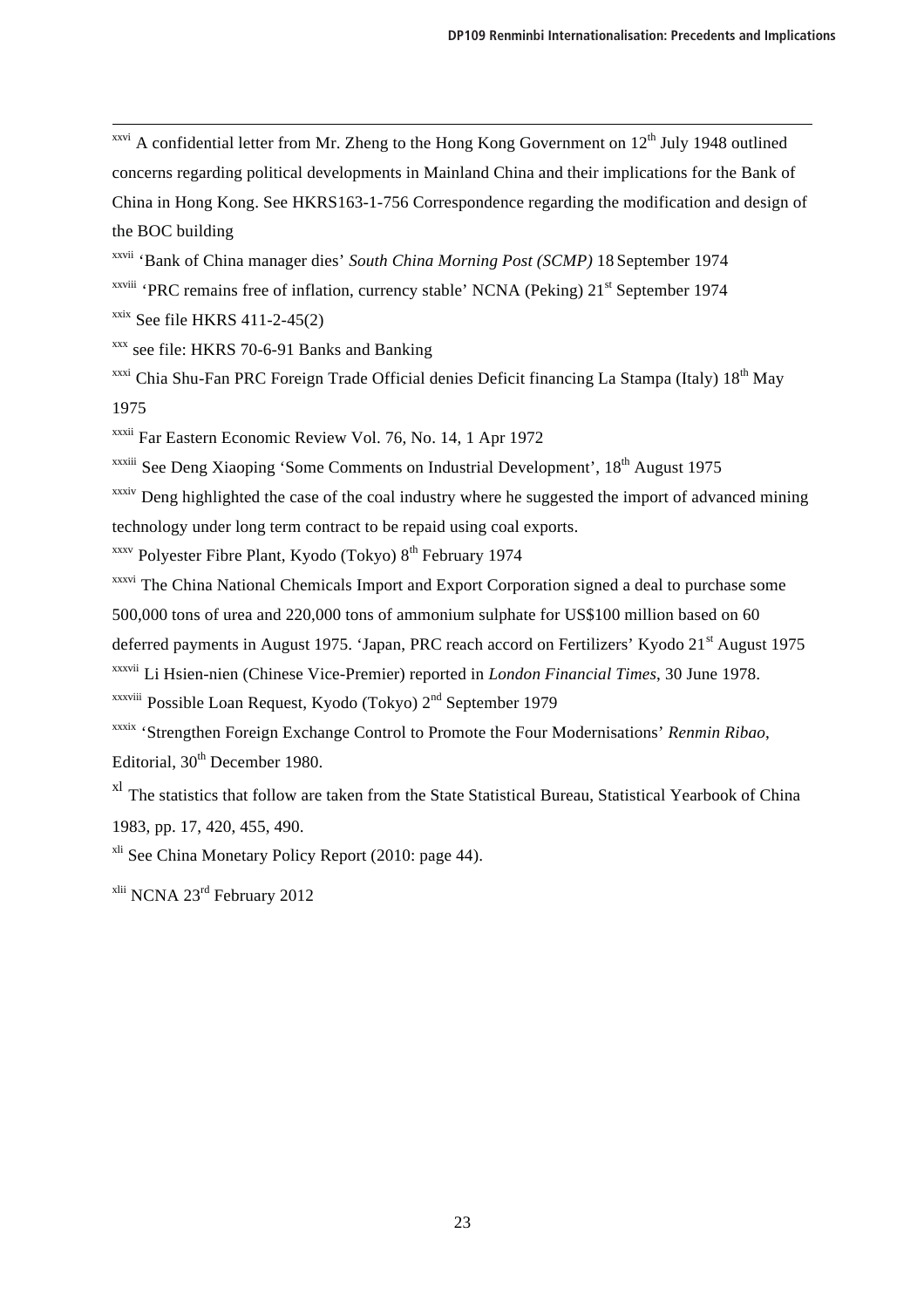[xxvi] A confidential letter from Mr. Zheng to the Hong Kong Government on 12th July 1948 outlined concerns regarding political developments in Mainland China and their implications for the Bank of China in Hong Kong. See HKRS163-1-756 Correspondence regarding the modification and design of the BOC building

[xxvii] 'Bank of China manager dies' *South China Morning Post (SCMP)* 18 September 1974

[xxviii] 'PRC remains free of inflation, currency stable' NCNA (Peking) 21st September 1974

[xxix] See file HKRS 411-2-45(2)

[xxx] see file: HKRS 70-6-91 Banks and Banking

[xxxi] Chia Shu-Fan PRC Foreign Trade Official denies Deficit financing La Stampa (Italy) 18th May 1975

[xxxii] Far Eastern Economic Review Vol. 76, No. 14, 1 Apr 1972

[xxxiii] See Deng Xiaoping 'Some Comments on Industrial Development', 18th August 1975

[xxxiv] Deng highlighted the case of the coal industry where he suggested the import of advanced mining technology under long term contract to be repaid using coal exports.

[xxxv] Polyester Fibre Plant, Kyodo (Tokyo) 8th February 1974

[xxxvi] The China National Chemicals Import and Export Corporation signed a deal to purchase some 500,000 tons of urea and 220,000 tons of ammonium sulphate for US$100 million based on 60 deferred payments in August 1975. 'Japan, PRC reach accord on Fertilizers' Kyodo 21st August 1975

[xxxvii] Li Hsien-nien (Chinese Vice-Premier) reported in *London Financial Times*, 30 June 1978.

[xxxviii] Possible Loan Request, Kyodo (Tokyo) 2nd September 1979

[xxxix] 'Strengthen Foreign Exchange Control to Promote the Four Modernisations' *Renmin Ribao*, Editorial, 30th December 1980.

[xl] The statistics that follow are taken from the State Statistical Bureau, Statistical Yearbook of China 1983, pp. 17, 420, 455, 490.

[xli] See China Monetary Policy Report (2010: page 44).

[xlii] NCNA 23rd February 2012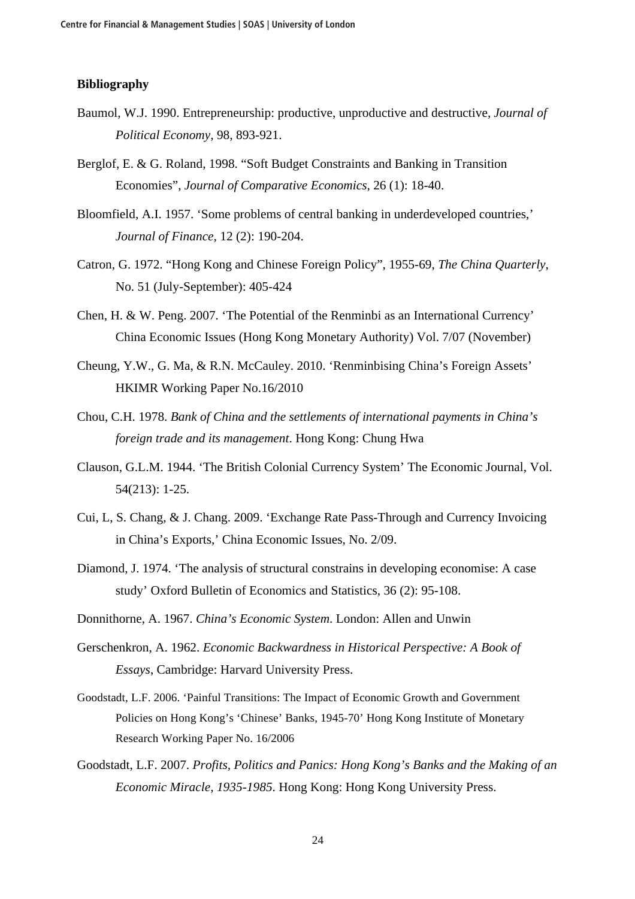**Bibliography**

Baumol, W.J. 1990. Entrepreneurship: productive, unproductive and destructive, *Journal of Political Economy*, 98, 893-921.

Berglof, E. & G. Roland, 1998. “Soft Budget Constraints and Banking in Transition Economies”, *Journal of Comparative Economics*, 26 (1): 18-40.

Bloomfield, A.I. 1957. ‘Some problems of central banking in underdeveloped countries,’ *Journal of Finance*, 12 (2): 190-204.

Catron, G. 1972. “Hong Kong and Chinese Foreign Policy”, 1955-69, *The China Quarterly*, No. 51 (July-September): 405-424

Chen, H. & W. Peng. 2007. ‘The Potential of the Renminbi as an International Currency’ China Economic Issues (Hong Kong Monetary Authority) Vol. 7/07 (November)

Cheung, Y.W., G. Ma, & R.N. McCauley. 2010. ‘Renminbising China’s Foreign Assets’ HKIMR Working Paper No.16/2010

Chou, C.H. 1978. *Bank of China and the settlements of international payments in China’s foreign trade and its management*. Hong Kong: Chung Hwa

Clauson, G.L.M. 1944. ‘The British Colonial Currency System’ The Economic Journal, Vol. 54(213): 1-25.

Cui, L, S. Chang, & J. Chang. 2009. ‘Exchange Rate Pass-Through and Currency Invoicing in China’s Exports,’ China Economic Issues, No. 2/09.

Diamond, J. 1974. ‘The analysis of structural constrains in developing economise: A case study’ Oxford Bulletin of Economics and Statistics, 36 (2): 95-108.

Donnithorne, A. 1967. *China’s Economic System*. London: Allen and Unwin

Gerschenkron, A. 1962. *Economic Backwardness in Historical Perspective: A Book of Essays*, Cambridge: Harvard University Press.

Goodstadt, L.F. 2006. ‘Painful Transitions: The Impact of Economic Growth and Government Policies on Hong Kong’s ‘Chinese’ Banks, 1945-70’ Hong Kong Institute of Monetary Research Working Paper No. 16/2006

Goodstadt, L.F. 2007. *Profits, Politics and Panics: Hong Kong’s Banks and the Making of an Economic Miracle, 1935-1985*. Hong Kong: Hong Kong University Press.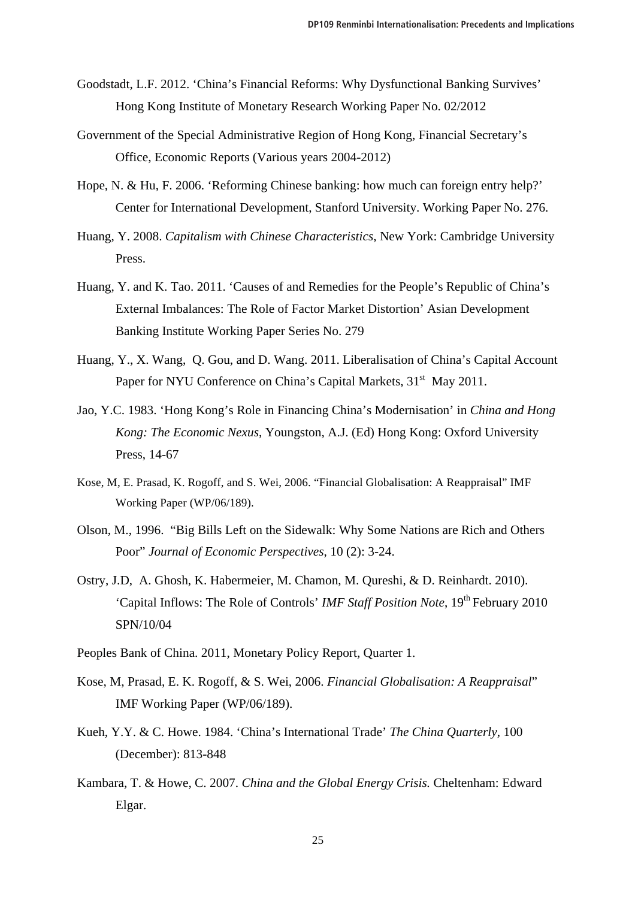Goodstadt, L.F. 2012. 'China's Financial Reforms: Why Dysfunctional Banking Survives' Hong Kong Institute of Monetary Research Working Paper No. 02/2012

Government of the Special Administrative Region of Hong Kong, Financial Secretary's Office, Economic Reports (Various years 2004-2012)

Hope, N. & Hu, F. 2006. 'Reforming Chinese banking: how much can foreign entry help?' Center for International Development, Stanford University. Working Paper No. 276.

Huang, Y. 2008. *Capitalism with Chinese Characteristics*, New York: Cambridge University Press.

Huang, Y. and K. Tao. 2011. 'Causes of and Remedies for the People's Republic of China's External Imbalances: The Role of Factor Market Distortion' Asian Development Banking Institute Working Paper Series No. 279

Huang, Y., X. Wang, Q. Gou, and D. Wang. 2011. Liberalisation of China's Capital Account Paper for NYU Conference on China's Capital Markets, 31st May 2011.

Jao, Y.C. 1983. 'Hong Kong's Role in Financing China's Modernisation' in *China and Hong Kong: The Economic Nexus*, Youngston, A.J. (Ed) Hong Kong: Oxford University Press, 14-67

Kose, M, E. Prasad, K. Rogoff, and S. Wei, 2006. "Financial Globalisation: A Reappraisal" IMF Working Paper (WP/06/189).

Olson, M., 1996. "Big Bills Left on the Sidewalk: Why Some Nations are Rich and Others Poor" *Journal of Economic Perspectives*, 10 (2): 3-24.

Ostry, J.D, A. Ghosh, K. Habermeier, M. Chamon, M. Qureshi, & D. Reinhardt. 2010). 'Capital Inflows: The Role of Controls' *IMF Staff Position Note*, 19th February 2010 SPN/10/04

Peoples Bank of China. 2011, Monetary Policy Report, Quarter 1.

Kose, M, Prasad, E. K. Rogoff, & S. Wei, 2006. *Financial Globalisation: A Reappraisal*" IMF Working Paper (WP/06/189).

Kueh, Y.Y. & C. Howe. 1984. 'China's International Trade' *The China Quarterly*, 100 (December): 813-848

Kambara, T. & Howe, C. 2007. *China and the Global Energy Crisis.* Cheltenham: Edward Elgar.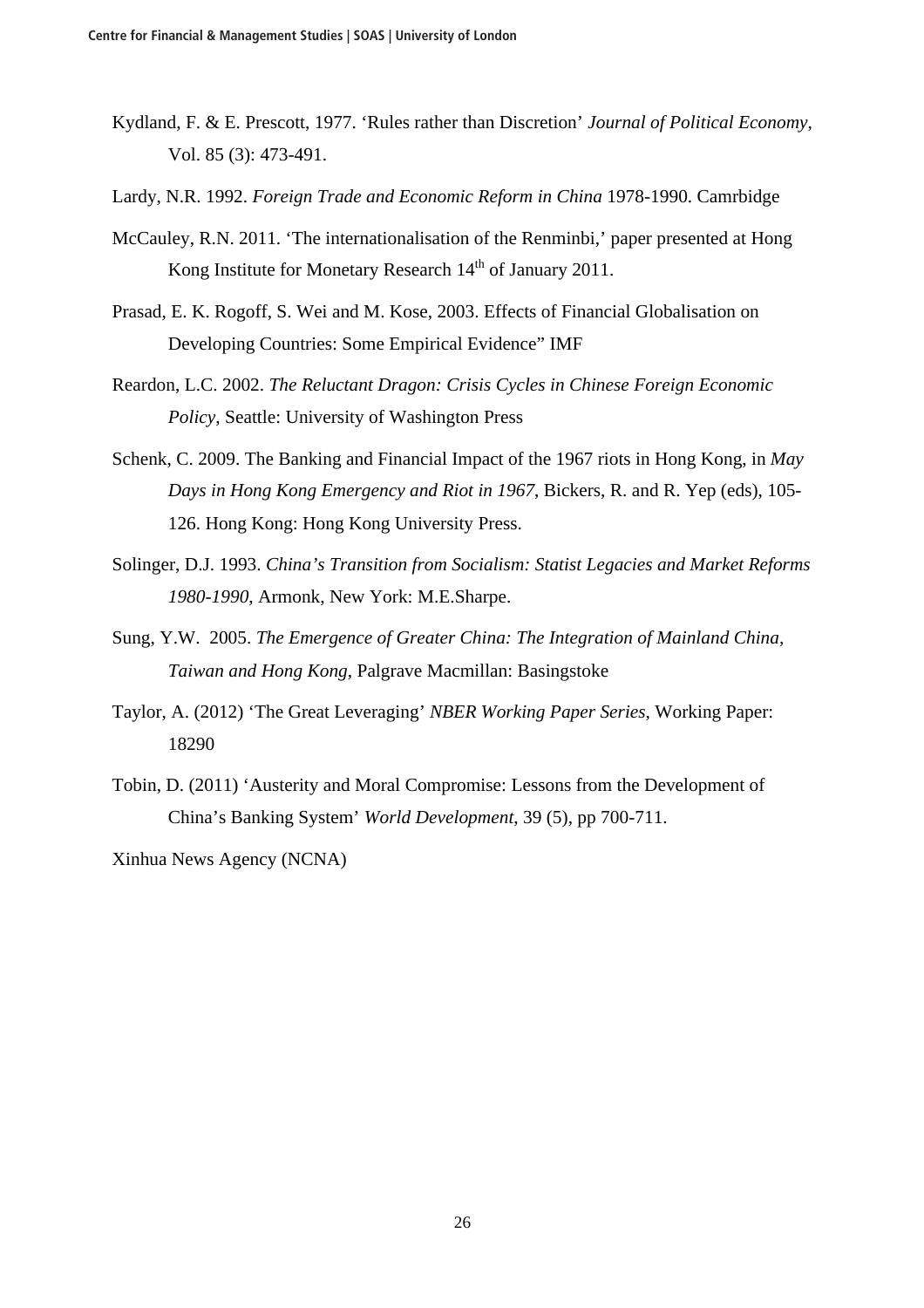Kydland, F. & E. Prescott, 1977. 'Rules rather than Discretion' *Journal of Political Economy*, Vol. 85 (3): 473-491.

Lardy, N.R. 1992. *Foreign Trade and Economic Reform in China* 1978-1990. Camrbidge

McCauley, R.N. 2011. 'The internationalisation of the Renminbi,' paper presented at Hong Kong Institute for Monetary Research 14th of January 2011.

Prasad, E. K. Rogoff, S. Wei and M. Kose, 2003. Effects of Financial Globalisation on Developing Countries: Some Empirical Evidence" IMF

Reardon, L.C. 2002. *The Reluctant Dragon: Crisis Cycles in Chinese Foreign Economic Policy*, Seattle: University of Washington Press

Schenk, C. 2009. The Banking and Financial Impact of the 1967 riots in Hong Kong, in *May Days in Hong Kong Emergency and Riot in 1967*, Bickers, R. and R. Yep (eds), 105-126. Hong Kong: Hong Kong University Press.

Solinger, D.J. 1993. *China's Transition from Socialism: Statist Legacies and Market Reforms 1980-1990*, Armonk, New York: M.E.Sharpe.

Sung, Y.W. 2005. *The Emergence of Greater China: The Integration of Mainland China, Taiwan and Hong Kong*, Palgrave Macmillan: Basingstoke

Taylor, A. (2012) 'The Great Leveraging' *NBER Working Paper Series*, Working Paper: 18290

Tobin, D. (2011) 'Austerity and Moral Compromise: Lessons from the Development of China's Banking System' *World Development*, 39 (5), pp 700-711.

Xinhua News Agency (NCNA)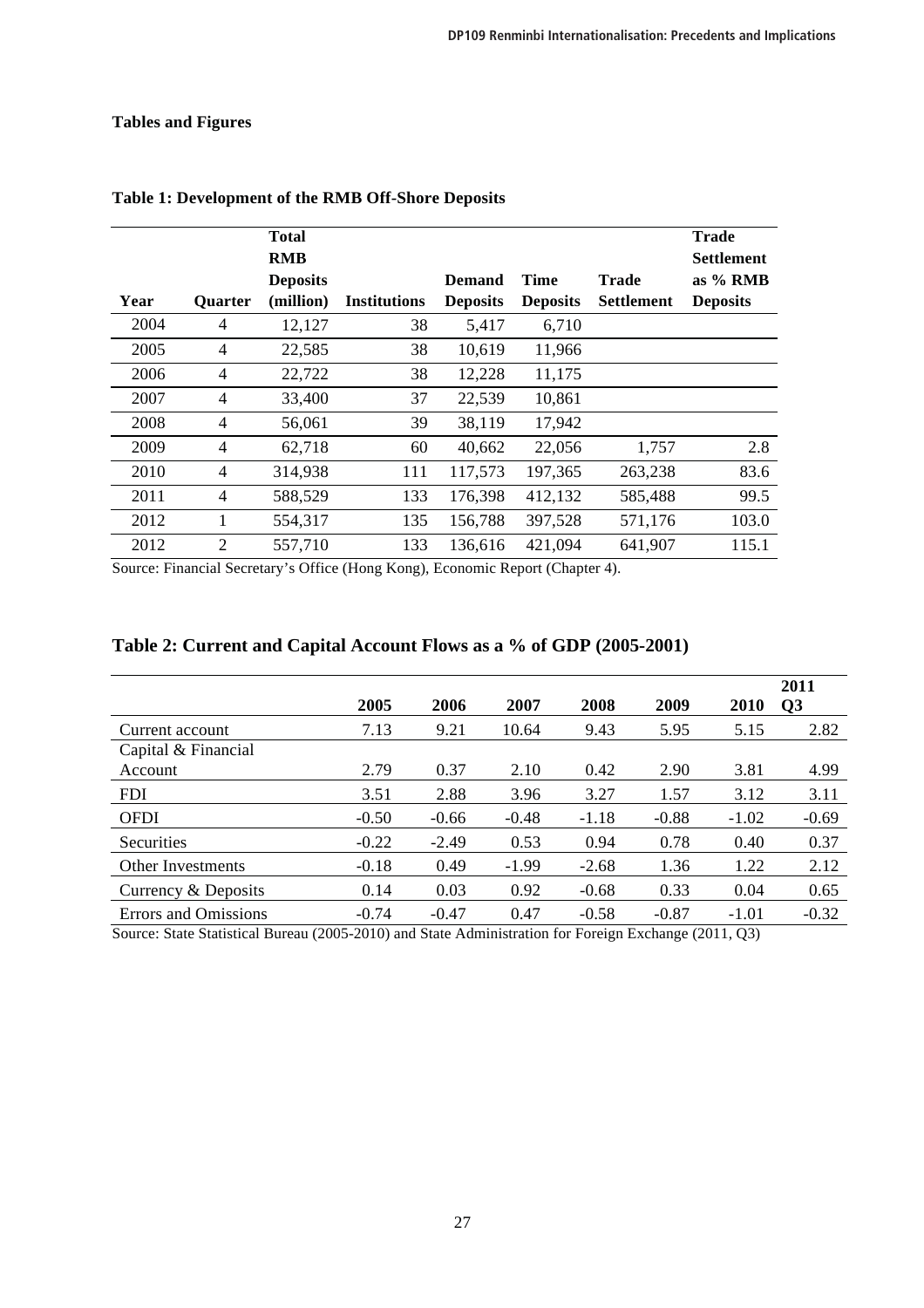**Tables and Figures**

**Table 1: Development of the RMB Off-Shore Deposits**

| Year | Quarter | Total RMB Deposits (million) | Institutions | Demand Deposits | Time Deposits | Trade Settlement | Trade Settlement as % RMB Deposits |
|---|---|---|---|---|---|---|---|
| 2004 | 4 | 12,127 | 38 | 5,417 | 6,710 | | |
| 2005 | 4 | 22,585 | 38 | 10,619 | 11,966 | | |
| 2006 | 4 | 22,722 | 38 | 12,228 | 11,175 | | |
| 2007 | 4 | 33,400 | 37 | 22,539 | 10,861 | | |
| 2008 | 4 | 56,061 | 39 | 38,119 | 17,942 | | |
| 2009 | 4 | 62,718 | 60 | 40,662 | 22,056 | 1,757 | 2.8 |
| 2010 | 4 | 314,938 | 111 | 117,573 | 197,365 | 263,238 | 83.6 |
| 2011 | 4 | 588,529 | 133 | 176,398 | 412,132 | 585,488 | 99.5 |
| 2012 | 1 | 554,317 | 135 | 156,788 | 397,528 | 571,176 | 103.0 |
| 2012 | 2 | 557,710 | 133 | 136,616 | 421,094 | 641,907 | 115.1 |

Source: Financial Secretary's Office (Hong Kong), Economic Report (Chapter 4).

**Table 2: Current and Capital Account Flows as a % of GDP (2005-2001)**

| | 2005 | 2006 | 2007 | 2008 | 2009 | 2010 | 2011 Q3 |
|---|---|---|---|---|---|---|---|
| Current account | 7.13 | 9.21 | 10.64 | 9.43 | 5.95 | 5.15 | 2.82 |
| Capital & Financial Account | 2.79 | 0.37 | 2.10 | 0.42 | 2.90 | 3.81 | 4.99 |
| FDI | 3.51 | 2.88 | 3.96 | 3.27 | 1.57 | 3.12 | 3.11 |
| OFDI | -0.50 | -0.66 | -0.48 | -1.18 | -0.88 | -1.02 | -0.69 |
| Securities | -0.22 | -2.49 | 0.53 | 0.94 | 0.78 | 0.40 | 0.37 |
| Other Investments | -0.18 | 0.49 | -1.99 | -2.68 | 1.36 | 1.22 | 2.12 |
| Currency & Deposits | 0.14 | 0.03 | 0.92 | -0.68 | 0.33 | 0.04 | 0.65 |
| Errors and Omissions | -0.74 | -0.47 | 0.47 | -0.58 | -0.87 | -1.01 | -0.32 |

Source: State Statistical Bureau (2005-2010) and State Administration for Foreign Exchange (2011, Q3)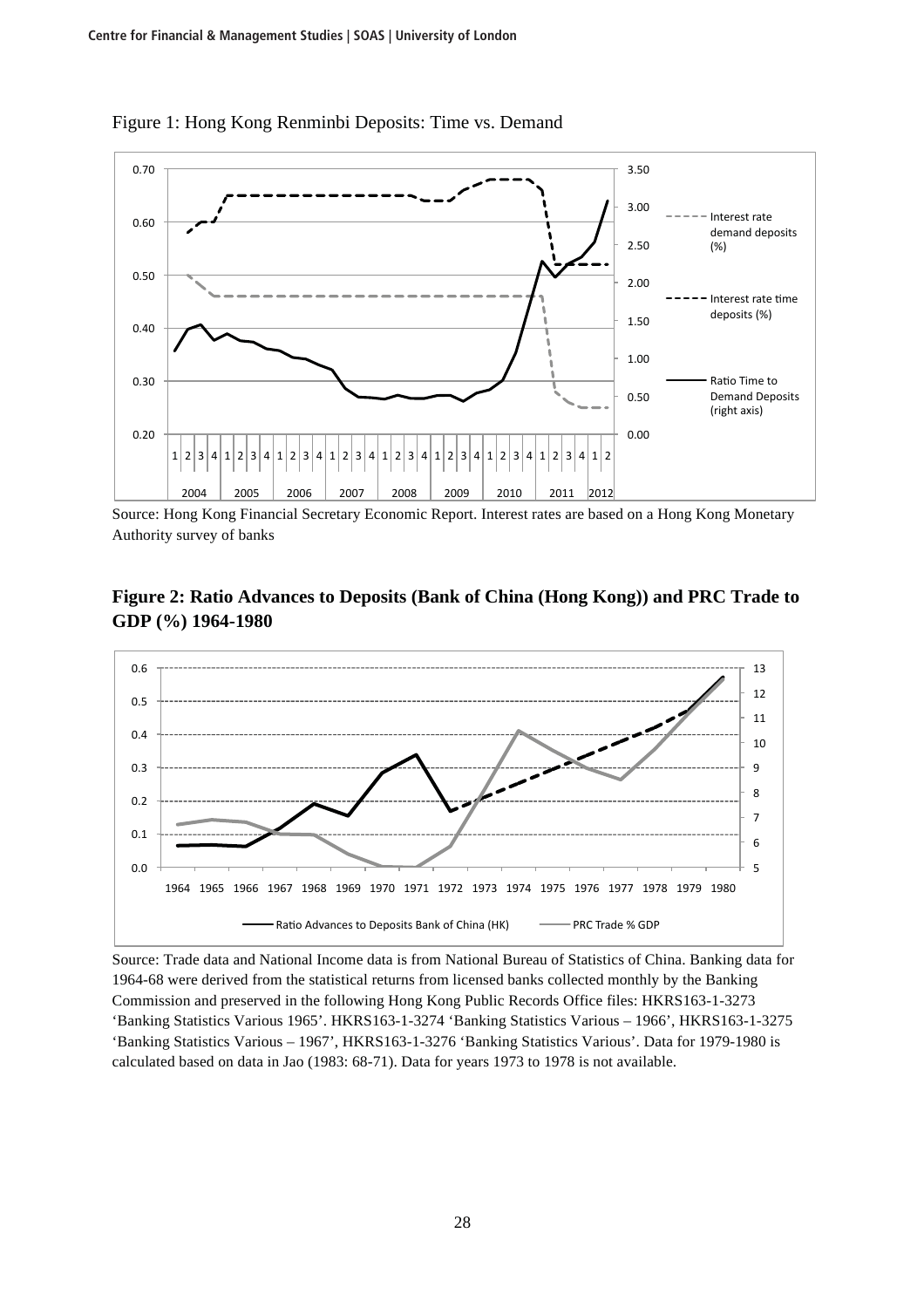Figure 1: Hong Kong Renminbi Deposits: Time vs. Demand

0.70
0.60
0.50
0.40
0.30
0.20

3.50
3.00
2.50
2.00
1.50
1.00
0.50
0.00

1 2 3 4 1 2 3 4 1 2 3 4 1 2 3 4 1 2 3 4 1 2 3 4 1 2 3 4 1 2 3 4 1 2

2004 2005 2006 2007 2008 2009 2010 2011 2012

Interest rate demand deposits (%)

Interest rate time deposits (%)

Ratio Time to Demand Deposits (right axis)

Source: Hong Kong Financial Secretary Economic Report. Interest rates are based on a Hong Kong Monetary Authority survey of banks

**Figure 2: Ratio Advances to Deposits (Bank of China (Hong Kong)) and PRC Trade to GDP (%) 1964-1980**

0.6
0.5
0.4
0.3
0.2
0.1
0.0

13
12
11
10
9
8
7
6
5

1964 1965 1966 1967 1968 1969 1970 1971 1972 1973 1974 1975 1976 1977 1978 1979 1980

Ratio Advances to Deposits Bank of China (HK)

PRC Trade % GDP

Source: Trade data and National Income data is from National Bureau of Statistics of China. Banking data for 1964-68 were derived from the statistical returns from licensed banks collected monthly by the Banking Commission and preserved in the following Hong Kong Public Records Office files: HKRS163-1-3273 'Banking Statistics Various 1965'. HKRS163-1-3274 'Banking Statistics Various – 1966', HKRS163-1-3275 'Banking Statistics Various – 1967', HKRS163-1-3276 'Banking Statistics Various'. Data for 1979-1980 is calculated based on data in Jao (1983: 68-71). Data for years 1973 to 1978 is not available.